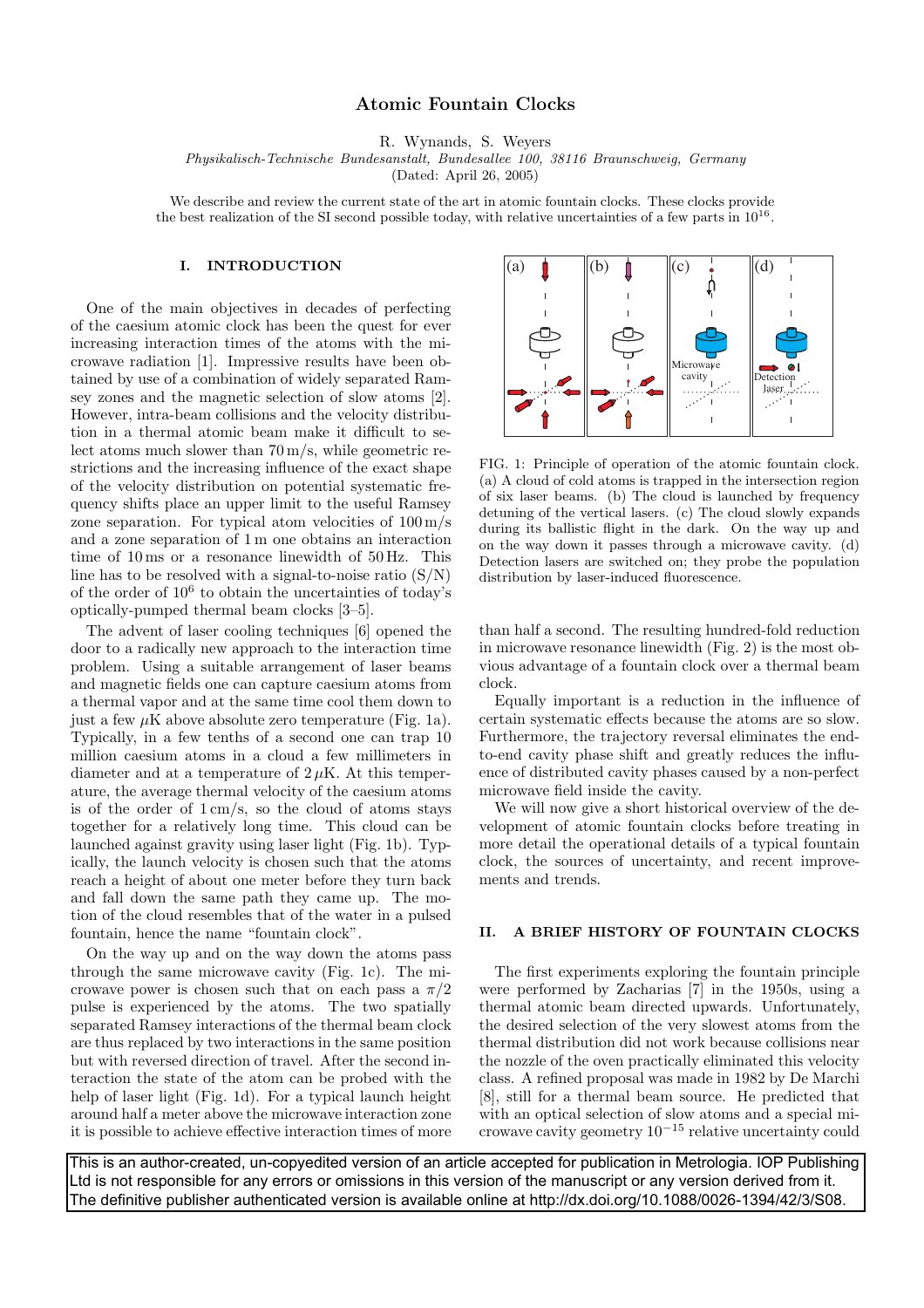# Atomic Fountain Clocks

R. Wynands, S. Weyers

*Physikalisch-Technische Bundesanstalt, Bundesallee 100, 38116 Braunschweig, Germany*

(Dated: April 26, 2005)

We describe and review the current state of the art in atomic fountain clocks. These clocks provide the best realization of the SI second possible today, with relative uncertainties of a few parts in $10^{16}$.

## I. INTRODUCTION

One of the main objectives in decades of perfecting of the caesium atomic clock has been the quest for ever increasing interaction times of the atoms with the microwave radiation [1]. Impressive results have been obtained by use of a combination of widely separated Ramsey zones and the magnetic selection of slow atoms [2]. However, intra-beam collisions and the velocity distribution in a thermal atomic beam make it difficult to select atoms much slower than 70 m/s, while geometric restrictions and the increasing influence of the exact shape of the velocity distribution on potential systematic frequency shifts place an upper limit to the useful Ramsey zone separation. For typical atom velocities of 100 m/s and a zone separation of 1 m one obtains an interaction time of 10 ms or a resonance linewidth of 50 Hz. This line has to be resolved with a signal-to-noise ratio (S/N) of the order of $10^6$ to obtain the uncertainties of today's optically-pumped thermal beam clocks [3–5].

The advent of laser cooling techniques [6] opened the door to a radically new approach to the interaction time problem. Using a suitable arrangement of laser beams and magnetic fields one can capture caesium atoms from a thermal vapor and at the same time cool them down to just a few $\mu$K above absolute zero temperature (Fig. 1a). Typically, in a few tenths of a second one can trap 10 million caesium atoms in a cloud a few millimeters in diameter and at a temperature of $2\,\mu$K. At this temperature, the average thermal velocity of the caesium atoms is of the order of 1 cm/s, so the cloud of atoms stays together for a relatively long time. This cloud can be launched against gravity using laser light (Fig. 1b). Typically, the launch velocity is chosen such that the atoms reach a height of about one meter before they turn back and fall down the same path they came up. The motion of the cloud resembles that of the water in a pulsed fountain, hence the name "fountain clock".

On the way up and on the way down the atoms pass through the same microwave cavity (Fig. 1c). The microwave power is chosen such that on each pass a $\pi/2$ pulse is experienced by the atoms. The two spatially separated Ramsey interactions of the thermal beam clock are thus replaced by two interactions in the same position but with reversed direction of travel. After the second interaction the state of the atom can be probed with the help of laser light (Fig. 1d). For a typical launch height around half a meter above the microwave interaction zone it is possible to achieve effective interaction times of more than half a second. The resulting hundred-fold reduction in microwave resonance linewidth (Fig. 2) is the most obvious advantage of a fountain clock over a thermal beam clock.

FIG. 1: Principle of operation of the atomic fountain clock. (a) A cloud of cold atoms is trapped in the intersection region of six laser beams. (b) The cloud is launched by frequency detuning of the vertical lasers. (c) The cloud slowly expands during its ballistic flight in the dark. On the way up and on the way down it passes through a microwave cavity. (d) Detection lasers are switched on; they probe the population distribution by laser-induced fluorescence.

Equally important is a reduction in the influence of certain systematic effects because the atoms are so slow. Furthermore, the trajectory reversal eliminates the end-to-end cavity phase shift and greatly reduces the influence of distributed cavity phases caused by a non-perfect microwave field inside the cavity.

We will now give a short historical overview of the development of atomic fountain clocks before treating in more detail the operational details of a typical fountain clock, the sources of uncertainty, and recent improvements and trends.

## II. A BRIEF HISTORY OF FOUNTAIN CLOCKS

The first experiments exploring the fountain principle were performed by Zacharias [7] in the 1950s, using a thermal atomic beam directed upwards. Unfortunately, the desired selection of the very slowest atoms from the thermal distribution did not work because collisions near the nozzle of the oven practically eliminated this velocity class. A refined proposal was made in 1982 by De Marchi [8], still for a thermal beam source. He predicted that with an optical selection of slow atoms and a special microwave cavity geometry $10^{-15}$ relative uncertainty could

This is an author-created, un-copyedited version of an article accepted for publication in Metrologia. IOP Publishing Ltd is not responsible for any errors or omissions in this version of the manuscript or any version derived from it. The definitive publisher authenticated version is available online at http://dx.doi.org/10.1088/0026-1394/42/3/S08.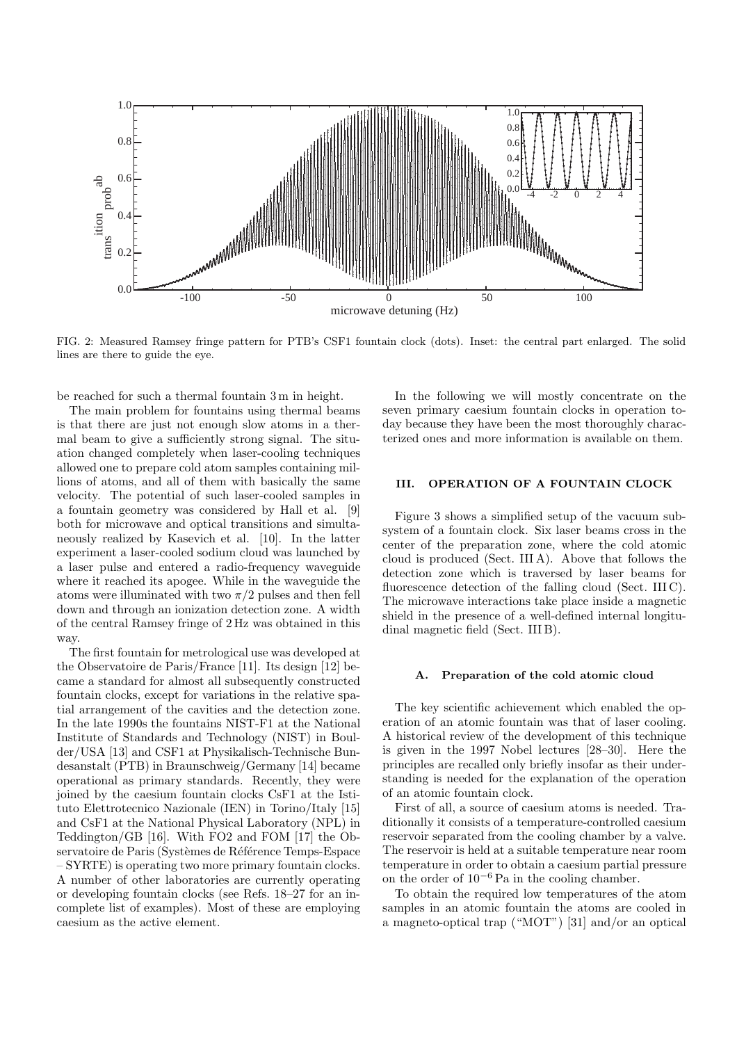FIG. 2: Measured Ramsey fringe pattern for PTB's CSF1 fountain clock (dots). Inset: the central part enlarged. The solid lines are there to guide the eye.

be reached for such a thermal fountain 3 m in height.

The main problem for fountains using thermal beams is that there are just not enough slow atoms in a thermal beam to give a sufficiently strong signal. The situation changed completely when laser-cooling techniques allowed one to prepare cold atom samples containing millions of atoms, and all of them with basically the same velocity. The potential of such laser-cooled samples in a fountain geometry was considered by Hall et al. [9] both for microwave and optical transitions and simultaneously realized by Kasevich et al. [10]. In the latter experiment a laser-cooled sodium cloud was launched by a laser pulse and entered a radio-frequency waveguide where it reached its apogee. While in the waveguide the atoms were illuminated with two $\pi/2$ pulses and then fell down and through an ionization detection zone. A width of the central Ramsey fringe of 2 Hz was obtained in this way.

The first fountain for metrological use was developed at the Observatoire de Paris/France [11]. Its design [12] became a standard for almost all subsequently constructed fountain clocks, except for variations in the relative spatial arrangement of the cavities and the detection zone. In the late 1990s the fountains NIST-F1 at the National Institute of Standards and Technology (NIST) in Boulder/USA [13] and CSF1 at Physikalisch-Technische Bundesanstalt (PTB) in Braunschweig/Germany [14] became operational as primary standards. Recently, they were joined by the caesium fountain clocks CsF1 at the Istituto Elettrotecnico Nazionale (IEN) in Torino/Italy [15] and CsF1 at the National Physical Laboratory (NPL) in Teddington/GB [16]. With FO2 and FOM [17] the Observatoire de Paris (Systèmes de Référence Temps-Espace – SYRTE) is operating two more primary fountain clocks. A number of other laboratories are currently operating or developing fountain clocks (see Refs. 18–27 for an incomplete list of examples). Most of these are employing caesium as the active element.

In the following we will mostly concentrate on the seven primary caesium fountain clocks in operation today because they have been the most thoroughly characterized ones and more information is available on them.

## III. OPERATION OF A FOUNTAIN CLOCK

Figure 3 shows a simplified setup of the vacuum subsystem of a fountain clock. Six laser beams cross in the center of the preparation zone, where the cold atomic cloud is produced (Sect. III A). Above that follows the detection zone which is traversed by laser beams for fluorescence detection of the falling cloud (Sect. III C). The microwave interactions take place inside a magnetic shield in the presence of a well-defined internal longitudinal magnetic field (Sect. III B).

### A. Preparation of the cold atomic cloud

The key scientific achievement which enabled the operation of an atomic fountain was that of laser cooling. A historical review of the development of this technique is given in the 1997 Nobel lectures [28–30]. Here the principles are recalled only briefly insofar as their understanding is needed for the explanation of the operation of an atomic fountain clock.

First of all, a source of caesium atoms is needed. Traditionally it consists of a temperature-controlled caesium reservoir separated from the cooling chamber by a valve. The reservoir is held at a suitable temperature near room temperature in order to obtain a caesium partial pressure on the order of $10^{-6}$ Pa in the cooling chamber.

To obtain the required low temperatures of the atom samples in an atomic fountain the atoms are cooled in a magneto-optical trap ("MOT") [31] and/or an optical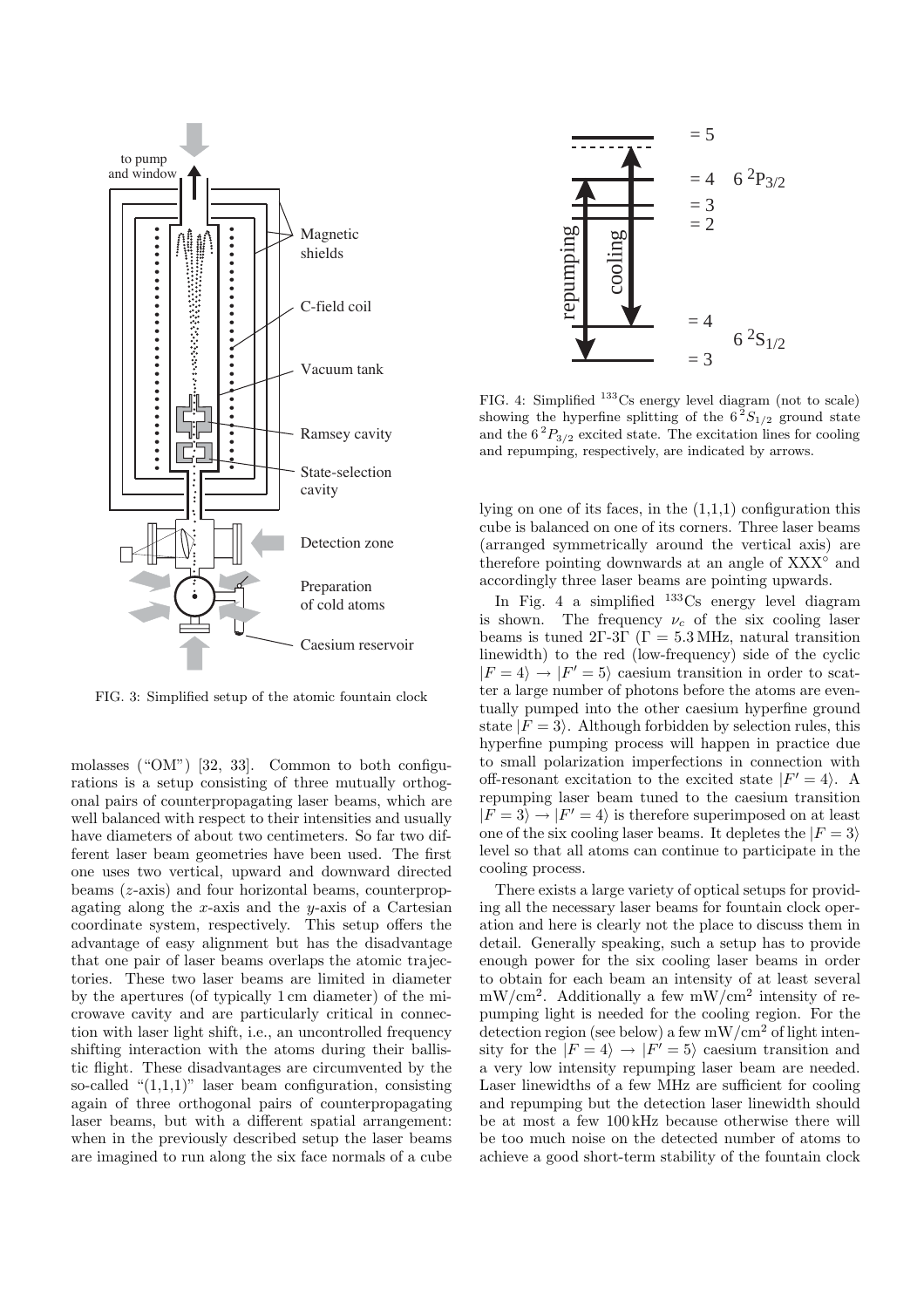FIG. 3: Simplified setup of the atomic fountain clock

FIG. 4: Simplified $^{133}$Cs energy level diagram (not to scale) showing the hyperfine splitting of the $6\,^2S_{1/2}$ ground state and the $6\,^2P_{3/2}$ excited state. The excitation lines for cooling and repumping, respectively, are indicated by arrows.

molasses ("OM") [32, 33]. Common to both configurations is a setup consisting of three mutually orthogonal pairs of counterpropagating laser beams, which are well balanced with respect to their intensities and usually have diameters of about two centimeters. So far two different laser beam geometries have been used. The first one uses two vertical, upward and downward directed beams ($z$-axis) and four horizontal beams, counterpropagating along the $x$-axis and the $y$-axis of a Cartesian coordinate system, respectively. This setup offers the advantage of easy alignment but has the disadvantage that one pair of laser beams overlaps the atomic trajectories. These two laser beams are limited in diameter by the apertures (of typically 1 cm diameter) of the microwave cavity and are particularly critical in connection with laser light shift, i.e., an uncontrolled frequency shifting interaction with the atoms during their ballistic flight. These disadvantages are circumvented by the so-called "(1,1,1)" laser beam configuration, consisting again of three orthogonal pairs of counterpropagating laser beams, but with a different spatial arrangement: when in the previously described setup the laser beams are imagined to run along the six face normals of a cube lying on one of its faces, in the (1,1,1) configuration this cube is balanced on one of its corners. Three laser beams (arranged symmetrically around the vertical axis) are therefore pointing downwards at an angle of XXX° and accordingly three laser beams are pointing upwards.

In Fig. 4 a simplified $^{133}$Cs energy level diagram is shown. The frequency $\nu_c$ of the six cooling laser beams is tuned 2Γ-3Γ (Γ = 5.3 MHz, natural transition linewidth) to the red (low-frequency) side of the cyclic $|F = 4\rangle \rightarrow |F' = 5\rangle$ caesium transition in order to scatter a large number of photons before the atoms are eventually pumped into the other caesium hyperfine ground state $|F = 3\rangle$. Although forbidden by selection rules, this hyperfine pumping process will happen in practice due to small polarization imperfections in connection with off-resonant excitation to the excited state $|F' = 4\rangle$. A repumping laser beam tuned to the caesium transition $|F = 3\rangle \rightarrow |F' = 4\rangle$ is therefore superimposed on at least one of the six cooling laser beams. It depletes the $|F = 3\rangle$ level so that all atoms can continue to participate in the cooling process.

There exists a large variety of optical setups for providing all the necessary laser beams for fountain clock operation and here is clearly not the place to discuss them in detail. Generally speaking, such a setup has to provide enough power for the six cooling laser beams in order to obtain for each beam an intensity of at least several mW/cm$^2$. Additionally a few mW/cm$^2$ intensity of repumping light is needed for the cooling region. For the detection region (see below) a few mW/cm$^2$ of light intensity for the $|F = 4\rangle \rightarrow |F' = 5\rangle$ caesium transition and a very low intensity repumping laser beam are needed. Laser linewidths of a few MHz are sufficient for cooling and repumping but the detection laser linewidth should be at most a few 100 kHz because otherwise there will be too much noise on the detected number of atoms to achieve a good short-term stability of the fountain clock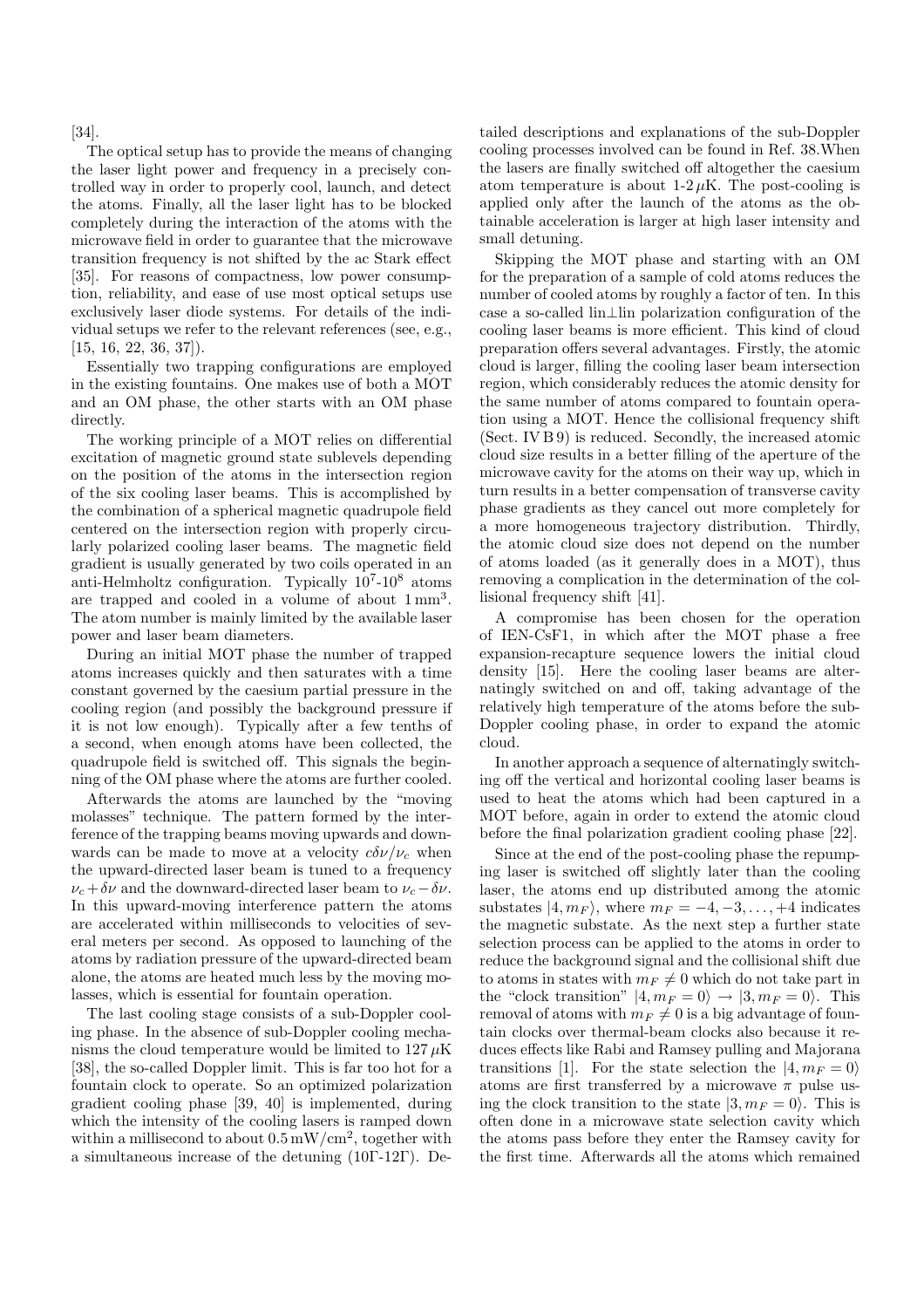[34].

The optical setup has to provide the means of changing the laser light power and frequency in a precisely controlled way in order to properly cool, launch, and detect the atoms. Finally, all the laser light has to be blocked completely during the interaction of the atoms with the microwave field in order to guarantee that the microwave transition frequency is not shifted by the ac Stark effect [35]. For reasons of compactness, low power consumption, reliability, and ease of use most optical setups use exclusively laser diode systems. For details of the individual setups we refer to the relevant references (see, e.g., [15, 16, 22, 36, 37]).

Essentially two trapping configurations are employed in the existing fountains. One makes use of both a MOT and an OM phase, the other starts with an OM phase directly.

The working principle of a MOT relies on differential excitation of magnetic ground state sublevels depending on the position of the atoms in the intersection region of the six cooling laser beams. This is accomplished by the combination of a spherical magnetic quadrupole field centered on the intersection region with properly circularly polarized cooling laser beams. The magnetic field gradient is usually generated by two coils operated in an anti-Helmholtz configuration. Typically $10^7$-$10^8$ atoms are trapped and cooled in a volume of about $1\,\mathrm{mm}^3$. The atom number is mainly limited by the available laser power and laser beam diameters.

During an initial MOT phase the number of trapped atoms increases quickly and then saturates with a time constant governed by the caesium partial pressure in the cooling region (and possibly the background pressure if it is not low enough). Typically after a few tenths of a second, when enough atoms have been collected, the quadrupole field is switched off. This signals the beginning of the OM phase where the atoms are further cooled.

Afterwards the atoms are launched by the "moving molasses" technique. The pattern formed by the interference of the trapping beams moving upwards and downwards can be made to move at a velocity $c\delta\nu/\nu_c$ when the upward-directed laser beam is tuned to a frequency $\nu_c+\delta\nu$ and the downward-directed laser beam to $\nu_c-\delta\nu$. In this upward-moving interference pattern the atoms are accelerated within milliseconds to velocities of several meters per second. As opposed to launching of the atoms by radiation pressure of the upward-directed beam alone, the atoms are heated much less by the moving molasses, which is essential for fountain operation.

The last cooling stage consists of a sub-Doppler cooling phase. In the absence of sub-Doppler cooling mechanisms the cloud temperature would be limited to $127\,\mu$K [38], the so-called Doppler limit. This is far too hot for a fountain clock to operate. So an optimized polarization gradient cooling phase [39, 40] is implemented, during which the intensity of the cooling lasers is ramped down within a millisecond to about $0.5\,\mathrm{mW/cm}^2$, together with a simultaneous increase of the detuning ($10\Gamma$-$12\Gamma$). Detailed descriptions and explanations of the sub-Doppler cooling processes involved can be found in Ref. 38.When the lasers are finally switched off altogether the caesium atom temperature is about 1-2$\,\mu$K. The post-cooling is applied only after the launch of the atoms as the obtainable acceleration is larger at high laser intensity and small detuning.

Skipping the MOT phase and starting with an OM for the preparation of a sample of cold atoms reduces the number of cooled atoms by roughly a factor of ten. In this case a so-called lin⊥lin polarization configuration of the cooling laser beams is more efficient. This kind of cloud preparation offers several advantages. Firstly, the atomic cloud is larger, filling the cooling laser beam intersection region, which considerably reduces the atomic density for the same number of atoms compared to fountain operation using a MOT. Hence the collisional frequency shift (Sect. IV B 9) is reduced. Secondly, the increased atomic cloud size results in a better filling of the aperture of the microwave cavity for the atoms on their way up, which in turn results in a better compensation of transverse cavity phase gradients as they cancel out more completely for a more homogeneous trajectory distribution. Thirdly, the atomic cloud size does not depend on the number of atoms loaded (as it generally does in a MOT), thus removing a complication in the determination of the collisional frequency shift [41].

A compromise has been chosen for the operation of IEN-CsF1, in which after the MOT phase a free expansion-recapture sequence lowers the initial cloud density [15]. Here the cooling laser beams are alternatingly switched on and off, taking advantage of the relatively high temperature of the atoms before the sub-Doppler cooling phase, in order to expand the atomic cloud.

In another approach a sequence of alternatingly switching off the vertical and horizontal cooling laser beams is used to heat the atoms which had been captured in a MOT before, again in order to extend the atomic cloud before the final polarization gradient cooling phase [22].

Since at the end of the post-cooling phase the repumping laser is switched off slightly later than the cooling laser, the atoms end up distributed among the atomic substates $|4, m_F\rangle$, where $m_F = -4, -3, \ldots, +4$ indicates the magnetic substate. As the next step a further state selection process can be applied to the atoms in order to reduce the background signal and the collisional shift due to atoms in states with $m_F \neq 0$ which do not take part in the "clock transition" $|4, m_F = 0\rangle \rightarrow |3, m_F = 0\rangle$. This removal of atoms with $m_F \neq 0$ is a big advantage of fountain clocks over thermal-beam clocks also because it reduces effects like Rabi and Ramsey pulling and Majorana transitions [1]. For the state selection the $|4, m_F = 0\rangle$ atoms are first transferred by a microwave $\pi$ pulse using the clock transition to the state $|3, m_F = 0\rangle$. This is often done in a microwave state selection cavity which the atoms pass before they enter the Ramsey cavity for the first time. Afterwards all the atoms which remained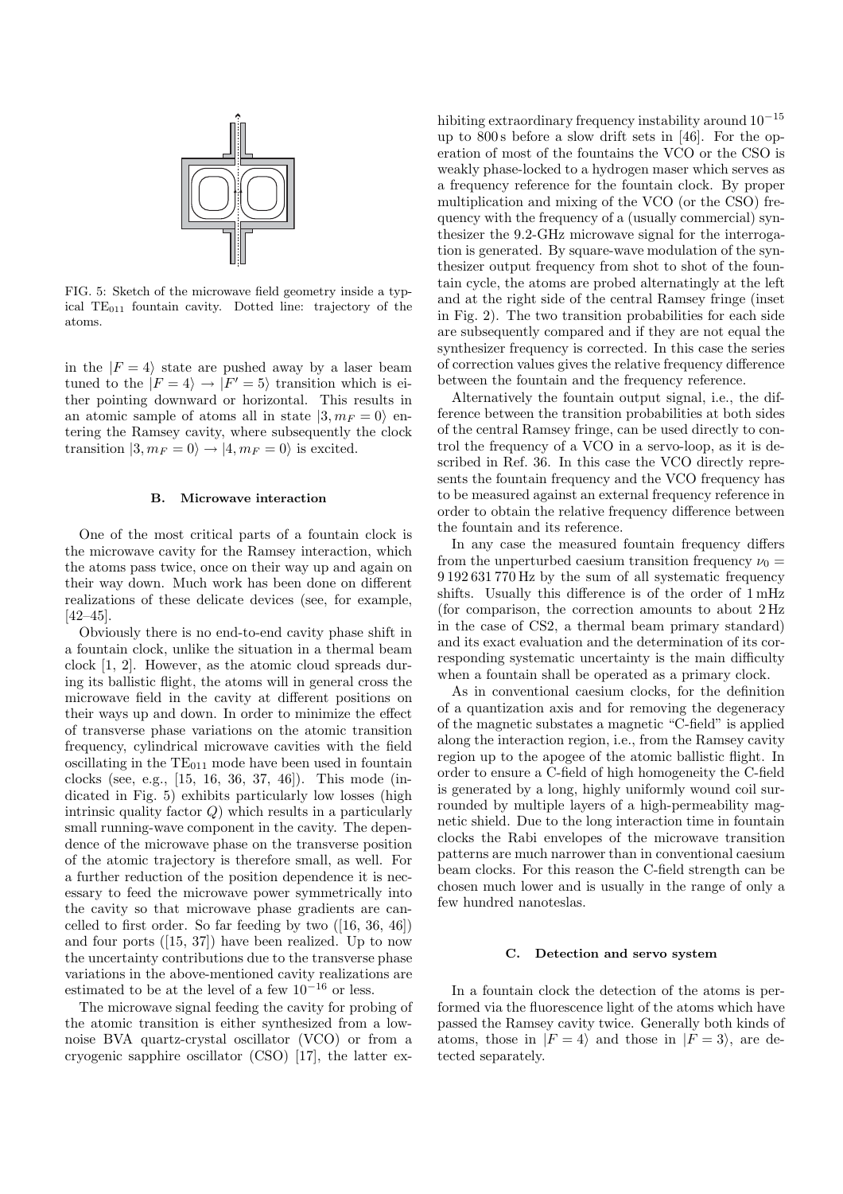FIG. 5: Sketch of the microwave field geometry inside a typical $TE_{011}$ fountain cavity. Dotted line: trajectory of the atoms.

in the $|F=4\rangle$ state are pushed away by a laser beam tuned to the $|F=4\rangle \rightarrow |F'=5\rangle$ transition which is either pointing downward or horizontal. This results in an atomic sample of atoms all in state $|3, m_F = 0\rangle$ entering the Ramsey cavity, where subsequently the clock transition $|3, m_F = 0\rangle \rightarrow |4, m_F = 0\rangle$ is excited.

### B. Microwave interaction

One of the most critical parts of a fountain clock is the microwave cavity for the Ramsey interaction, which the atoms pass twice, once on their way up and again on their way down. Much work has been done on different realizations of these delicate devices (see, for example, [42–45].

Obviously there is no end-to-end cavity phase shift in a fountain clock, unlike the situation in a thermal beam clock [1, 2]. However, as the atomic cloud spreads during its ballistic flight, the atoms will in general cross the microwave field in the cavity at different positions on their ways up and down. In order to minimize the effect of transverse phase variations on the atomic transition frequency, cylindrical microwave cavities with the field oscillating in the $TE_{011}$ mode have been used in fountain clocks (see, e.g., [15, 16, 36, 37, 46]). This mode (indicated in Fig. 5) exhibits particularly low losses (high intrinsic quality factor $Q$) which results in a particularly small running-wave component in the cavity. The dependence of the microwave phase on the transverse position of the atomic trajectory is therefore small, as well. For a further reduction of the position dependence it is necessary to feed the microwave power symmetrically into the cavity so that microwave phase gradients are cancelled to first order. So far feeding by two ([16, 36, 46]) and four ports ([15, 37]) have been realized. Up to now the uncertainty contributions due to the transverse phase variations in the above-mentioned cavity realizations are estimated to be at the level of a few $10^{-16}$ or less.

The microwave signal feeding the cavity for probing of the atomic transition is either synthesized from a low-noise BVA quartz-crystal oscillator (VCO) or from a cryogenic sapphire oscillator (CSO) [17], the latter exhibiting extraordinary frequency instability around $10^{-15}$ up to 800 s before a slow drift sets in [46]. For the operation of most of the fountains the VCO or the CSO is weakly phase-locked to a hydrogen maser which serves as a frequency reference for the fountain clock. By proper multiplication and mixing of the VCO (or the CSO) frequency with the frequency of a (usually commercial) synthesizer the 9.2-GHz microwave signal for the interrogation is generated. By square-wave modulation of the synthesizer output frequency from shot to shot of the fountain cycle, the atoms are probed alternatingly at the left and at the right side of the central Ramsey fringe (inset in Fig. 2). The two transition probabilities for each side are subsequently compared and if they are not equal the synthesizer frequency is corrected. In this case the series of correction values gives the relative frequency difference between the fountain and the frequency reference.

Alternatively the fountain output signal, i.e., the difference between the transition probabilities at both sides of the central Ramsey fringe, can be used directly to control the frequency of a VCO in a servo-loop, as it is described in Ref. 36. In this case the VCO directly represents the fountain frequency and the VCO frequency has to be measured against an external frequency reference in order to obtain the relative frequency difference between the fountain and its reference.

In any case the measured fountain frequency differs from the unperturbed caesium transition frequency $\nu_0 = 9\,192\,631\,770$ Hz by the sum of all systematic frequency shifts. Usually this difference is of the order of 1 mHz (for comparison, the correction amounts to about 2 Hz in the case of CS2, a thermal beam primary standard) and its exact evaluation and the determination of its corresponding systematic uncertainty is the main difficulty when a fountain shall be operated as a primary clock.

As in conventional caesium clocks, for the definition of a quantization axis and for removing the degeneracy of the magnetic substates a magnetic "C-field" is applied along the interaction region, i.e., from the Ramsey cavity region up to the apogee of the atomic ballistic flight. In order to ensure a C-field of high homogeneity the C-field is generated by a long, highly uniformly wound coil surrounded by multiple layers of a high-permeability magnetic shield. Due to the long interaction time in fountain clocks the Rabi envelopes of the microwave transition patterns are much narrower than in conventional caesium beam clocks. For this reason the C-field strength can be chosen much lower and is usually in the range of only a few hundred nanoteslas.

### C. Detection and servo system

In a fountain clock the detection of the atoms is performed via the fluorescence light of the atoms which have passed the Ramsey cavity twice. Generally both kinds of atoms, those in $|F=4\rangle$ and those in $|F=3\rangle$, are detected separately.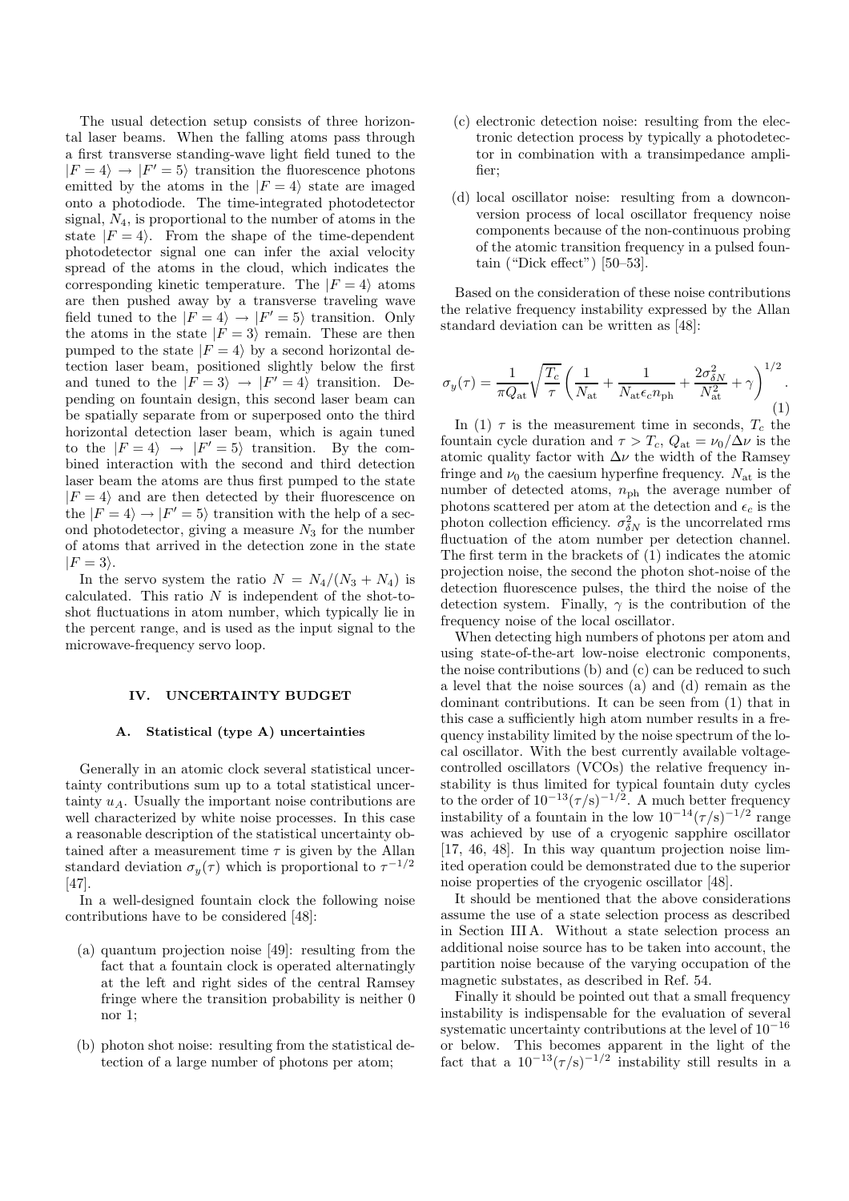The usual detection setup consists of three horizontal laser beams. When the falling atoms pass through a first transverse standing-wave light field tuned to the $|F=4\rangle \rightarrow |F'=5\rangle$ transition the fluorescence photons emitted by the atoms in the $|F=4\rangle$ state are imaged onto a photodiode. The time-integrated photodetector signal, $N_4$, is proportional to the number of atoms in the state $|F=4\rangle$. From the shape of the time-dependent photodetector signal one can infer the axial velocity spread of the atoms in the cloud, which indicates the corresponding kinetic temperature. The $|F=4\rangle$ atoms are then pushed away by a transverse traveling wave field tuned to the $|F=4\rangle \rightarrow |F'=5\rangle$ transition. Only the atoms in the state $|F=3\rangle$ remain. These are then pumped to the state $|F=4\rangle$ by a second horizontal detection laser beam, positioned slightly below the first and tuned to the $|F=3\rangle \rightarrow |F'=4\rangle$ transition. Depending on fountain design, this second laser beam can be spatially separate from or superposed onto the third horizontal detection laser beam, which is again tuned to the $|F=4\rangle \rightarrow |F'=5\rangle$ transition. By the combined interaction with the second and third detection laser beam the atoms are thus first pumped to the state $|F=4\rangle$ and are then detected by their fluorescence on the $|F=4\rangle \rightarrow |F'=5\rangle$ transition with the help of a second photodetector, giving a measure $N_3$ for the number of atoms that arrived in the detection zone in the state $|F=3\rangle$.

In the servo system the ratio $N = N_4/(N_3+N_4)$ is calculated. This ratio $N$ is independent of the shot-to-shot fluctuations in atom number, which typically lie in the percent range, and is used as the input signal to the microwave-frequency servo loop.

## IV. UNCERTAINTY BUDGET

### A. Statistical (type A) uncertainties

Generally in an atomic clock several statistical uncertainty contributions sum up to a total statistical uncertainty $u_A$. Usually the important noise contributions are well characterized by white noise processes. In this case a reasonable description of the statistical uncertainty obtained after a measurement time $\tau$ is given by the Allan standard deviation $\sigma_y(\tau)$ which is proportional to $\tau^{-1/2}$ [47].

In a well-designed fountain clock the following noise contributions have to be considered [48]:

(a) quantum projection noise [49]: resulting from the fact that a fountain clock is operated alternatingly at the left and right sides of the central Ramsey fringe where the transition probability is neither 0 nor 1;

(b) photon shot noise: resulting from the statistical detection of a large number of photons per atom;

(c) electronic detection noise: resulting from the electronic detection process by typically a photodetector in combination with a transimpedance amplifier;

(d) local oscillator noise: resulting from a downconversion process of local oscillator frequency noise components because of the non-continuous probing of the atomic transition frequency in a pulsed fountain ("Dick effect") [50–53].

Based on the consideration of these noise contributions the relative frequency instability expressed by the Allan standard deviation can be written as [48]:

$$\sigma_y(\tau) = \frac{1}{\pi Q_{\text{at}}}\sqrt{\frac{T_c}{\tau}}\left(\frac{1}{N_{\text{at}}} + \frac{1}{N_{\text{at}}\epsilon_c n_{\text{ph}}} + \frac{2\sigma_{\delta N}^2}{N_{\text{at}}^2} + \gamma\right)^{1/2}. \tag{1}$$

In (1) $\tau$ is the measurement time in seconds, $T_c$ the fountain cycle duration and $\tau > T_c$, $Q_{\text{at}} = \nu_0/\Delta\nu$ is the atomic quality factor with $\Delta\nu$ the width of the Ramsey fringe and $\nu_0$ the caesium hyperfine frequency. $N_{\text{at}}$ is the number of detected atoms, $n_{\text{ph}}$ the average number of photons scattered per atom at the detection and $\epsilon_c$ is the photon collection efficiency. $\sigma_{\delta N}^2$ is the uncorrelated rms fluctuation of the atom number per detection channel. The first term in the brackets of (1) indicates the atomic projection noise, the second the photon shot-noise of the detection fluorescence pulses, the third the noise of the detection system. Finally, $\gamma$ is the contribution of the frequency noise of the local oscillator.

When detecting high numbers of photons per atom and using state-of-the-art low-noise electronic components, the noise contributions (b) and (c) can be reduced to such a level that the noise sources (a) and (d) remain as the dominant contributions. It can be seen from (1) that in this case a sufficiently high atom number results in a frequency instability limited by the noise spectrum of the local oscillator. With the best currently available voltage-controlled oscillators (VCOs) the relative frequency instability is thus limited for typical fountain duty cycles to the order of $10^{-13}(\tau/\text{s})^{-1/2}$. A much better frequency instability of a fountain in the low $10^{-14}(\tau/\text{s})^{-1/2}$ range was achieved by use of a cryogenic sapphire oscillator [17, 46, 48]. In this way quantum projection noise limited operation could be demonstrated due to the superior noise properties of the cryogenic oscillator [48].

It should be mentioned that the above considerations assume the use of a state selection process as described in Section III A. Without a state selection process an additional noise source has to be taken into account, the partition noise because of the varying occupation of the magnetic substates, as described in Ref. 54.

Finally it should be pointed out that a small frequency instability is indispensable for the evaluation of several systematic uncertainty contributions at the level of $10^{-16}$ or below. This becomes apparent in the light of the fact that a $10^{-13}(\tau/\text{s})^{-1/2}$ instability still results in a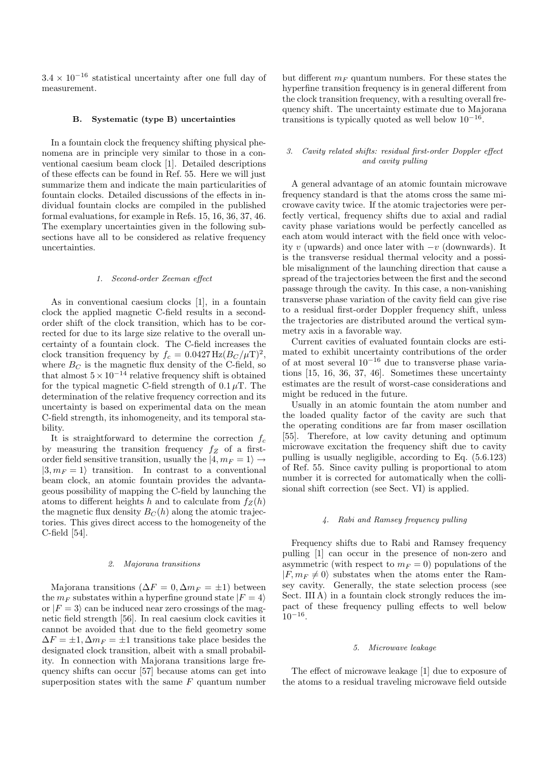$3.4 \times 10^{-16}$ statistical uncertainty after one full day of measurement.

### B. Systematic (type B) uncertainties

In a fountain clock the frequency shifting physical phenomena are in principle very similar to those in a conventional caesium beam clock [1]. Detailed descriptions of these effects can be found in Ref. 55. Here we will just summarize them and indicate the main particularities of fountain clocks. Detailed discussions of the effects in individual fountain clocks are compiled in the published formal evaluations, for example in Refs. 15, 16, 36, 37, 46. The exemplary uncertainties given in the following subsections have all to be considered as relative frequency uncertainties.

#### 1. Second-order Zeeman effect

As in conventional caesium clocks [1], in a fountain clock the applied magnetic C-field results in a second-order shift of the clock transition, which has to be corrected for due to its large size relative to the overall uncertainty of a fountain clock. The C-field increases the clock transition frequency by $f_c = 0.0427\,\mathrm{Hz}(B_C/\mu\mathrm{T})^2$, where $B_C$ is the magnetic flux density of the C-field, so that almost $5 \times 10^{-14}$ relative frequency shift is obtained for the typical magnetic C-field strength of $0.1\,\mu$T. The determination of the relative frequency correction and its uncertainty is based on experimental data on the mean C-field strength, its inhomogeneity, and its temporal stability.

It is straightforward to determine the correction $f_c$ by measuring the transition frequency $f_Z$ of a first-order field sensitive transition, usually the $|4, m_F = 1\rangle \rightarrow |3, m_F = 1\rangle$ transition. In contrast to a conventional beam clock, an atomic fountain provides the advantageous possibility of mapping the C-field by launching the atoms to different heights $h$ and to calculate from $f_Z(h)$ the magnetic flux density $B_C(h)$ along the atomic trajectories. This gives direct access to the homogeneity of the C-field [54].

#### 2. Majorana transitions

Majorana transitions ($\Delta F = 0, \Delta m_F = \pm 1$) between the $m_F$ substates within a hyperfine ground state $|F = 4\rangle$ or $|F = 3\rangle$ can be induced near zero crossings of the magnetic field strength [56]. In real caesium clock cavities it cannot be avoided that due to the field geometry some $\Delta F = \pm 1, \Delta m_F = \pm 1$ transitions take place besides the designated clock transition, albeit with a small probability. In connection with Majorana transitions large frequency shifts can occur [57] because atoms can get into superposition states with the same $F$ quantum number but different $m_F$ quantum numbers. For these states the hyperfine transition frequency is in general different from the clock transition frequency, with a resulting overall frequency shift. The uncertainty estimate due to Majorana transitions is typically quoted as well below $10^{-16}$.

#### 3. Cavity related shifts: residual first-order Doppler effect and cavity pulling

A general advantage of an atomic fountain microwave frequency standard is that the atoms cross the same microwave cavity twice. If the atomic trajectories were perfectly vertical, frequency shifts due to axial and radial cavity phase variations would be perfectly cancelled as each atom would interact with the field once with velocity $v$ (upwards) and once later with $-v$ (downwards). It is the transverse residual thermal velocity and a possible misalignment of the launching direction that cause a spread of the trajectories between the first and the second passage through the cavity. In this case, a non-vanishing transverse phase variation of the cavity field can give rise to a residual first-order Doppler frequency shift, unless the trajectories are distributed around the vertical symmetry axis in a favorable way.

Current cavities of evaluated fountain clocks are estimated to exhibit uncertainty contributions of the order of at most several $10^{-16}$ due to transverse phase variations [15, 16, 36, 37, 46]. Sometimes these uncertainty estimates are the result of worst-case considerations and might be reduced in the future.

Usually in an atomic fountain the atom number and the loaded quality factor of the cavity are such that the operating conditions are far from maser oscillation [55]. Therefore, at low cavity detuning and optimum microwave excitation the frequency shift due to cavity pulling is usually negligible, according to Eq. (5.6.123) of Ref. 55. Since cavity pulling is proportional to atom number it is corrected for automatically when the collisional shift correction (see Sect. VI) is applied.

#### 4. Rabi and Ramsey frequency pulling

Frequency shifts due to Rabi and Ramsey frequency pulling [1] can occur in the presence of non-zero and asymmetric (with respect to $m_F = 0$) populations of the $|F, m_F \neq 0\rangle$ substates when the atoms enter the Ramsey cavity. Generally, the state selection process (see Sect. III A) in a fountain clock strongly reduces the impact of these frequency pulling effects to well below $10^{-16}$.

#### 5. Microwave leakage

The effect of microwave leakage [1] due to exposure of the atoms to a residual traveling microwave field outside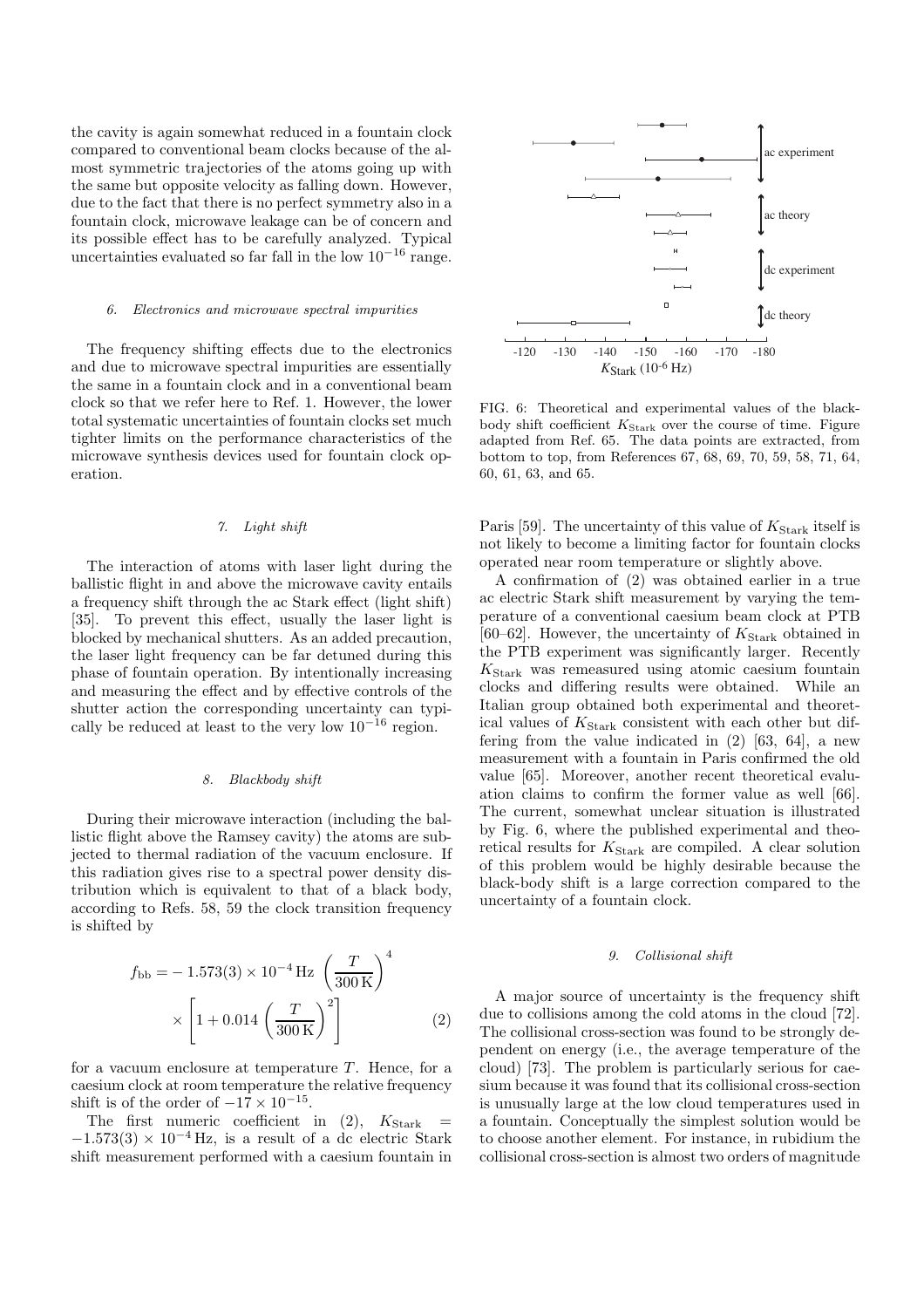the cavity is again somewhat reduced in a fountain clock compared to conventional beam clocks because of the almost symmetric trajectories of the atoms going up with the same but opposite velocity as falling down. However, due to the fact that there is no perfect symmetry also in a fountain clock, microwave leakage can be of concern and its possible effect has to be carefully analyzed. Typical uncertainties evaluated so far fall in the low $10^{-16}$ range.

#### 6. Electronics and microwave spectral impurities

The frequency shifting effects due to the electronics and due to microwave spectral impurities are essentially the same in a fountain clock and in a conventional beam clock so that we refer here to Ref. 1. However, the lower total systematic uncertainties of fountain clocks set much tighter limits on the performance characteristics of the microwave synthesis devices used for fountain clock operation.

#### 7. Light shift

The interaction of atoms with laser light during the ballistic flight in and above the microwave cavity entails a frequency shift through the ac Stark effect (light shift) [35]. To prevent this effect, usually the laser light is blocked by mechanical shutters. As an added precaution, the laser light frequency can be far detuned during this phase of fountain operation. By intentionally increasing and measuring the effect and by effective controls of the shutter action the corresponding uncertainty can typically be reduced at least to the very low $10^{-16}$ region.

#### 8. Blackbody shift

During their microwave interaction (including the ballistic flight above the Ramsey cavity) the atoms are subjected to thermal radiation of the vacuum enclosure. If this radiation gives rise to a spectral power density distribution which is equivalent to that of a black body, according to Refs. 58, 59 the clock transition frequency is shifted by

$$f_{\mathrm{bb}} = -1.573(3) \times 10^{-4}\,\mathrm{Hz}\,\left(\frac{T}{300\,\mathrm{K}}\right)^4 \times \left[1 + 0.014\left(\frac{T}{300\,\mathrm{K}}\right)^2\right] \qquad (2)$$

for a vacuum enclosure at temperature $T$. Hence, for a caesium clock at room temperature the relative frequency shift is of the order of $-17 \times 10^{-15}$.

The first numeric coefficient in (2), $K_{\mathrm{Stark}} = -1.573(3) \times 10^{-4}\,\mathrm{Hz}$, is a result of a dc electric Stark shift measurement performed with a caesium fountain in Paris [59]. The uncertainty of this value of $K_{\mathrm{Stark}}$ itself is not likely to become a limiting factor for fountain clocks operated near room temperature or slightly above.

FIG. 6: Theoretical and experimental values of the blackbody shift coefficient $K_{\mathrm{Stark}}$ over the course of time. Figure adapted from Ref. 65. The data points are extracted, from bottom to top, from References 67, 68, 69, 70, 59, 58, 71, 64, 60, 61, 63, and 65.

A confirmation of (2) was obtained earlier in a true ac electric Stark shift measurement by varying the temperature of a conventional caesium beam clock at PTB [60–62]. However, the uncertainty of $K_{\mathrm{Stark}}$ obtained in the PTB experiment was significantly larger. Recently $K_{\mathrm{Stark}}$ was remeasured using atomic caesium fountain clocks and differing results were obtained. While an Italian group obtained both experimental and theoretical values of $K_{\mathrm{Stark}}$ consistent with each other but differing from the value indicated in (2) [63, 64], a new measurement with a fountain in Paris confirmed the old value [65]. Moreover, another recent theoretical evaluation claims to confirm the former value as well [66]. The current, somewhat unclear situation is illustrated by Fig. 6, where the published experimental and theoretical results for $K_{\mathrm{Stark}}$ are compiled. A clear solution of this problem would be highly desirable because the black-body shift is a large correction compared to the uncertainty of a fountain clock.

#### 9. Collisional shift

A major source of uncertainty is the frequency shift due to collisions among the cold atoms in the cloud [72]. The collisional cross-section was found to be strongly dependent on energy (i.e., the average temperature of the cloud) [73]. The problem is particularly serious for caesium because it was found that its collisional cross-section is unusually large at the low cloud temperatures used in a fountain. Conceptually the simplest solution would be to choose another element. For instance, in rubidium the collisional cross-section is almost two orders of magnitude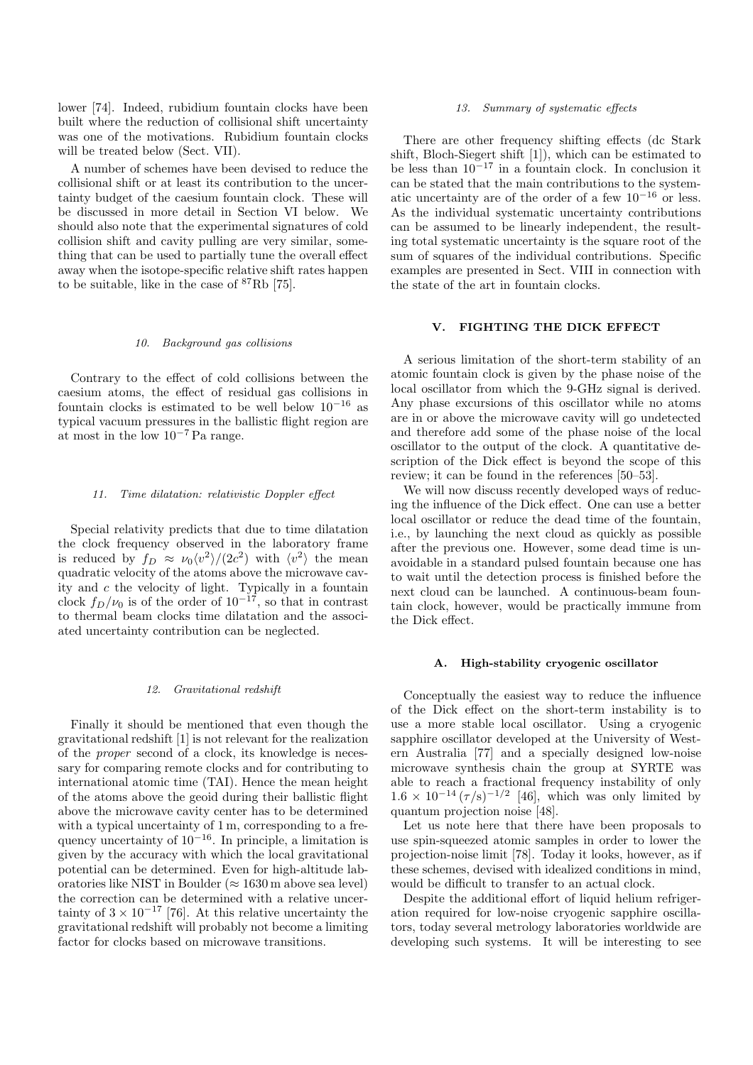lower [74]. Indeed, rubidium fountain clocks have been built where the reduction of collisional shift uncertainty was one of the motivations. Rubidium fountain clocks will be treated below (Sect. VII).

A number of schemes have been devised to reduce the collisional shift or at least its contribution to the uncertainty budget of the caesium fountain clock. These will be discussed in more detail in Section VI below. We should also note that the experimental signatures of cold collision shift and cavity pulling are very similar, something that can be used to partially tune the overall effect away when the isotope-specific relative shift rates happen to be suitable, like in the case of $^{87}$Rb [75].

#### 10. Background gas collisions

Contrary to the effect of cold collisions between the caesium atoms, the effect of residual gas collisions in fountain clocks is estimated to be well below $10^{-16}$ as typical vacuum pressures in the ballistic flight region are at most in the low $10^{-7}$ Pa range.

#### 11. Time dilatation: relativistic Doppler effect

Special relativity predicts that due to time dilatation the clock frequency observed in the laboratory frame is reduced by $f_D \approx \nu_0 \langle v^2 \rangle / (2c^2)$ with $\langle v^2 \rangle$ the mean quadratic velocity of the atoms above the microwave cavity and $c$ the velocity of light. Typically in a fountain clock $f_D/\nu_0$ is of the order of $10^{-17}$, so that in contrast to thermal beam clocks time dilatation and the associated uncertainty contribution can be neglected.

#### 12. Gravitational redshift

Finally it should be mentioned that even though the gravitational redshift [1] is not relevant for the realization of the *proper* second of a clock, its knowledge is necessary for comparing remote clocks and for contributing to international atomic time (TAI). Hence the mean height of the atoms above the geoid during their ballistic flight above the microwave cavity center has to be determined with a typical uncertainty of 1 m, corresponding to a frequency uncertainty of $10^{-16}$. In principle, a limitation is given by the accuracy with which the local gravitational potential can be determined. Even for high-altitude laboratories like NIST in Boulder ($\approx 1630$ m above sea level) the correction can be determined with a relative uncertainty of $3 \times 10^{-17}$ [76]. At this relative uncertainty the gravitational redshift will probably not become a limiting factor for clocks based on microwave transitions.

#### 13. Summary of systematic effects

There are other frequency shifting effects (dc Stark shift, Bloch-Siegert shift [1]), which can be estimated to be less than $10^{-17}$ in a fountain clock. In conclusion it can be stated that the main contributions to the systematic uncertainty are of the order of a few $10^{-16}$ or less. As the individual systematic uncertainty contributions can be assumed to be linearly independent, the resulting total systematic uncertainty is the square root of the sum of squares of the individual contributions. Specific examples are presented in Sect. VIII in connection with the state of the art in fountain clocks.

## V. FIGHTING THE DICK EFFECT

A serious limitation of the short-term stability of an atomic fountain clock is given by the phase noise of the local oscillator from which the 9-GHz signal is derived. Any phase excursions of this oscillator while no atoms are in or above the microwave cavity will go undetected and therefore add some of the phase noise of the local oscillator to the output of the clock. A quantitative description of the Dick effect is beyond the scope of this review; it can be found in the references [50–53].

We will now discuss recently developed ways of reducing the influence of the Dick effect. One can use a better local oscillator or reduce the dead time of the fountain, i.e., by launching the next cloud as quickly as possible after the previous one. However, some dead time is unavoidable in a standard pulsed fountain because one has to wait until the detection process is finished before the next cloud can be launched. A continuous-beam fountain clock, however, would be practically immune from the Dick effect.

### A. High-stability cryogenic oscillator

Conceptually the easiest way to reduce the influence of the Dick effect on the short-term instability is to use a more stable local oscillator. Using a cryogenic sapphire oscillator developed at the University of Western Australia [77] and a specially designed low-noise microwave synthesis chain the group at SYRTE was able to reach a fractional frequency instability of only $1.6 \times 10^{-14}\,(\tau/\mathrm{s})^{-1/2}$ [46], which was only limited by quantum projection noise [48].

Let us note here that there have been proposals to use spin-squeezed atomic samples in order to lower the projection-noise limit [78]. Today it looks, however, as if these schemes, devised with idealized conditions in mind, would be difficult to transfer to an actual clock.

Despite the additional effort of liquid helium refrigeration required for low-noise cryogenic sapphire oscillators, today several metrology laboratories worldwide are developing such systems. It will be interesting to see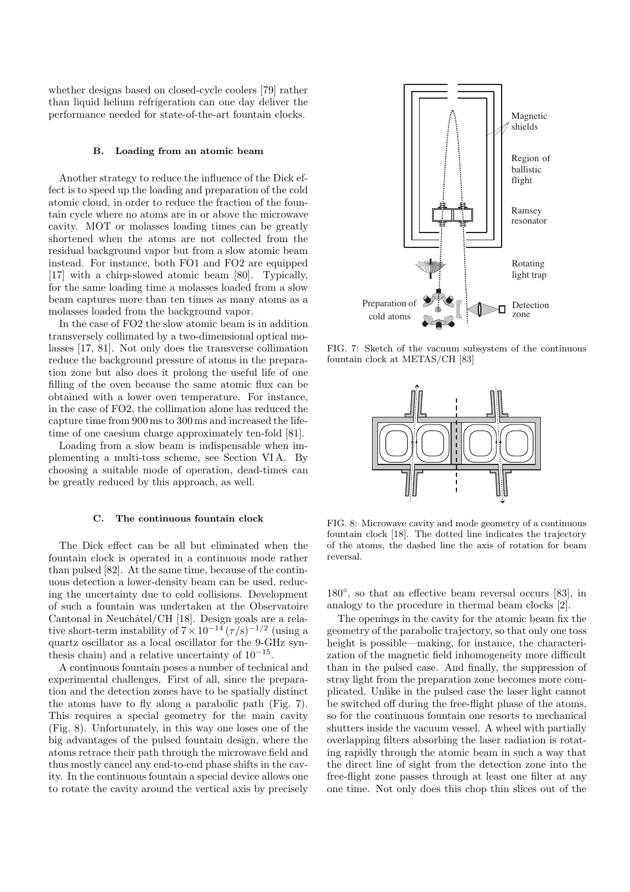whether designs based on closed-cycle coolers [79] rather than liquid helium refrigeration can one day deliver the performance needed for state-of-the-art fountain clocks.

### B. Loading from an atomic beam

Another strategy to reduce the influence of the Dick effect is to speed up the loading and preparation of the cold atomic cloud, in order to reduce the fraction of the fountain cycle where no atoms are in or above the microwave cavity. MOT or molasses loading times can be greatly shortened when the atoms are not collected from the residual background vapor but from a slow atomic beam instead. For instance, both FO1 and FO2 are equipped [17] with a chirp-slowed atomic beam [80]. Typically, for the same loading time a molasses loaded from a slow beam captures more than ten times as many atoms as a molasses loaded from the background vapor.

In the case of FO2 the slow atomic beam is in addition transversely collimated by a two-dimensional optical molasses [17, 81]. Not only does the transverse collimation reduce the background pressure of atoms in the preparation zone but also does it prolong the useful life of one filling of the oven because the same atomic flux can be obtained with a lower oven temperature. For instance, in the case of FO2, the collimation alone has reduced the capture time from 900 ms to 300 ms and increased the lifetime of one caesium charge approximately ten-fold [81].

Loading from a slow beam is indispensable when implementing a multi-toss scheme, see Section VI A. By choosing a suitable mode of operation, dead-times can be greatly reduced by this approach, as well.

### C. The continuous fountain clock

The Dick effect can be all but eliminated when the fountain clock is operated in a continuous mode rather than pulsed [82]. At the same time, because of the continuous detection a lower-density beam can be used, reducing the uncertainty due to cold collisions. Development of such a fountain was undertaken at the Observatoire Cantonal in Neuchâtel/CH [18]. Design goals are a relative short-term instability of $7 \times 10^{-14} \, (\tau/\mathrm{s})^{-1/2}$ (using a quartz oscillator as a local oscillator for the 9-GHz synthesis chain) and a relative uncertainty of $10^{-15}$.

A continuous fountain poses a number of technical and experimental challenges. First of all, since the preparation and the detection zones have to be spatially distinct the atoms have to fly along a parabolic path (Fig. 7). This requires a special geometry for the main cavity (Fig. 8). Unfortunately, in this way one loses one of the big advantages of the pulsed fountain design, where the atoms retrace their path through the microwave field and thus mostly cancel any end-to-end phase shifts in the cavity. In the continuous fountain a special device allows one to rotate the cavity around the vertical axis by precisely 180°, so that an effective beam reversal occurs [83], in analogy to the procedure in thermal beam clocks [2].

FIG. 7: Sketch of the vacuum subsystem of the continuous fountain clock at METAS/CH [83]

FIG. 8: Microwave cavity and mode geometry of a continuous fountain clock [18]. The dotted line indicates the trajectory of the atoms, the dashed line the axis of rotation for beam reversal.

The openings in the cavity for the atomic beam fix the geometry of the parabolic trajectory, so that only one toss height is possible—making, for instance, the characterization of the magnetic field inhomogeneity more difficult than in the pulsed case. And finally, the suppression of stray light from the preparation zone becomes more complicated. Unlike in the pulsed case the laser light cannot be switched off during the free-flight phase of the atoms, so for the continuous fountain one resorts to mechanical shutters inside the vacuum vessel. A wheel with partially overlapping filters absorbing the laser radiation is rotating rapidly through the atomic beam in such a way that the direct line of sight from the detection zone into the free-flight zone passes through at least one filter at any one time. Not only does this chop thin slices out of the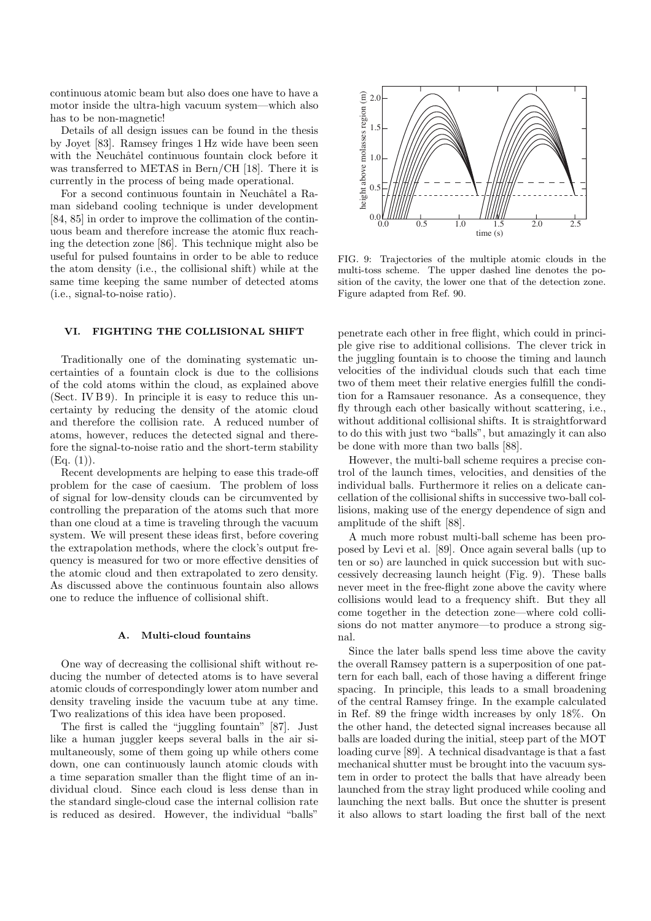continuous atomic beam but also does one have to have a motor inside the ultra-high vacuum system—which also has to be non-magnetic!

Details of all design issues can be found in the thesis by Joyet [83]. Ramsey fringes 1 Hz wide have been seen with the Neuchâtel continuous fountain clock before it was transferred to METAS in Bern/CH [18]. There it is currently in the process of being made operational.

For a second continuous fountain in Neuchâtel a Raman sideband cooling technique is under development [84, 85] in order to improve the collimation of the continuous beam and therefore increase the atomic flux reaching the detection zone [86]. This technique might also be useful for pulsed fountains in order to be able to reduce the atom density (i.e., the collisional shift) while at the same time keeping the same number of detected atoms (i.e., signal-to-noise ratio).

## VI. FIGHTING THE COLLISIONAL SHIFT

Traditionally one of the dominating systematic uncertainties of a fountain clock is due to the collisions of the cold atoms within the cloud, as explained above (Sect. IV B 9). In principle it is easy to reduce this uncertainty by reducing the density of the atomic cloud and therefore the collision rate. A reduced number of atoms, however, reduces the detected signal and therefore the signal-to-noise ratio and the short-term stability (Eq. (1)).

Recent developments are helping to ease this trade-off problem for the case of caesium. The problem of loss of signal for low-density clouds can be circumvented by controlling the preparation of the atoms such that more than one cloud at a time is traveling through the vacuum system. We will present these ideas first, before covering the extrapolation methods, where the clock's output frequency is measured for two or more effective densities of the atomic cloud and then extrapolated to zero density. As discussed above the continuous fountain also allows one to reduce the influence of collisional shift.

### A. Multi-cloud fountains

One way of decreasing the collisional shift without reducing the number of detected atoms is to have several atomic clouds of correspondingly lower atom number and density traveling inside the vacuum tube at any time. Two realizations of this idea have been proposed.

The first is called the "juggling fountain" [87]. Just like a human juggler keeps several balls in the air simultaneously, some of them going up while others come down, one can continuously launch atomic clouds with a time separation smaller than the flight time of an individual cloud. Since each cloud is less dense than in the standard single-cloud case the internal collision rate is reduced as desired. However, the individual "balls" penetrate each other in free flight, which could in principle give rise to additional collisions. The clever trick in the juggling fountain is to choose the timing and launch velocities of the individual clouds such that each time two of them meet their relative energies fulfill the condition for a Ramsauer resonance. As a consequence, they fly through each other basically without scattering, i.e., without additional collisional shifts. It is straightforward to do this with just two "balls", but amazingly it can also be done with more than two balls [88].

FIG. 9: Trajectories of the multiple atomic clouds in the multi-toss scheme. The upper dashed line denotes the position of the cavity, the lower one that of the detection zone. Figure adapted from Ref. 90.

However, the multi-ball scheme requires a precise control of the launch times, velocities, and densities of the individual balls. Furthermore it relies on a delicate cancellation of the collisional shifts in successive two-ball collisions, making use of the energy dependence of sign and amplitude of the shift [88].

A much more robust multi-ball scheme has been proposed by Levi et al. [89]. Once again several balls (up to ten or so) are launched in quick succession but with successively decreasing launch height (Fig. 9). These balls never meet in the free-flight zone above the cavity where collisions would lead to a frequency shift. But they all come together in the detection zone—where cold collisions do not matter anymore—to produce a strong signal.

Since the later balls spend less time above the cavity the overall Ramsey pattern is a superposition of one pattern for each ball, each of those having a different fringe spacing. In principle, this leads to a small broadening of the central Ramsey fringe. In the example calculated in Ref. 89 the fringe width increases by only 18%. On the other hand, the detected signal increases because all balls are loaded during the initial, steep part of the MOT loading curve [89]. A technical disadvantage is that a fast mechanical shutter must be brought into the vacuum system in order to protect the balls that have already been launched from the stray light produced while cooling and launching the next balls. But once the shutter is present it also allows to start loading the first ball of the next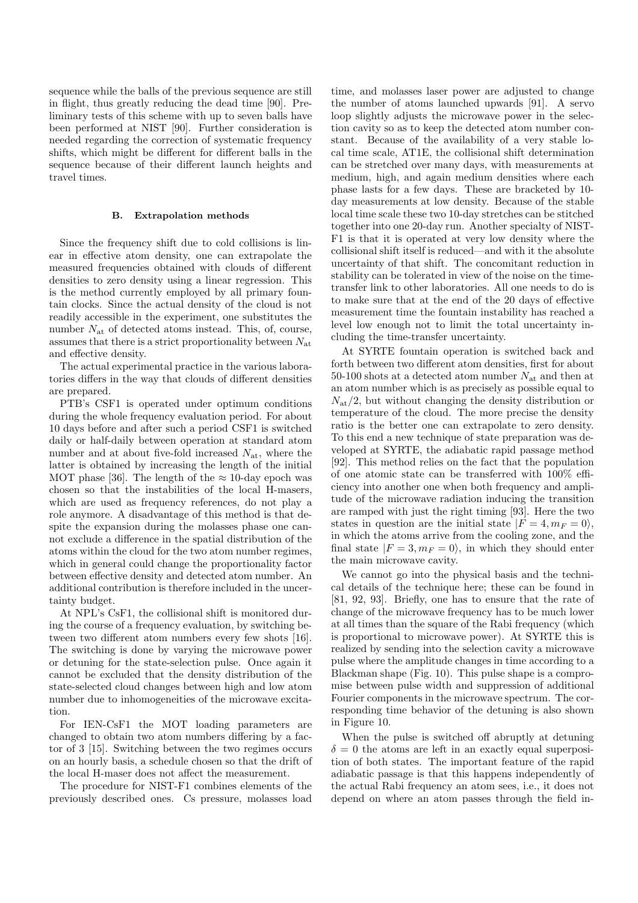sequence while the balls of the previous sequence are still in flight, thus greatly reducing the dead time [90]. Preliminary tests of this scheme with up to seven balls have been performed at NIST [90]. Further consideration is needed regarding the correction of systematic frequency shifts, which might be different for different balls in the sequence because of their different launch heights and travel times.

### B. Extrapolation methods

Since the frequency shift due to cold collisions is linear in effective atom density, one can extrapolate the measured frequencies obtained with clouds of different densities to zero density using a linear regression. This is the method currently employed by all primary fountain clocks. Since the actual density of the cloud is not readily accessible in the experiment, one substitutes the number $N_{\rm at}$ of detected atoms instead. This, of, course, assumes that there is a strict proportionality between $N_{\rm at}$ and effective density.

The actual experimental practice in the various laboratories differs in the way that clouds of different densities are prepared.

PTB's CSF1 is operated under optimum conditions during the whole frequency evaluation period. For about 10 days before and after such a period CSF1 is switched daily or half-daily between operation at standard atom number and at about five-fold increased $N_{\rm at}$, where the latter is obtained by increasing the length of the initial MOT phase [36]. The length of the $\approx 10$-day epoch was chosen so that the instabilities of the local H-masers, which are used as frequency references, do not play a role anymore. A disadvantage of this method is that despite the expansion during the molasses phase one cannot exclude a difference in the spatial distribution of the atoms within the cloud for the two atom number regimes, which in general could change the proportionality factor between effective density and detected atom number. An additional contribution is therefore included in the uncertainty budget.

At NPL's CsF1, the collisional shift is monitored during the course of a frequency evaluation, by switching between two different atom numbers every few shots [16]. The switching is done by varying the microwave power or detuning for the state-selection pulse. Once again it cannot be excluded that the density distribution of the state-selected cloud changes between high and low atom number due to inhomogeneities of the microwave excitation.

For IEN-CsF1 the MOT loading parameters are changed to obtain two atom numbers differing by a factor of 3 [15]. Switching between the two regimes occurs on an hourly basis, a schedule chosen so that the drift of the local H-maser does not affect the measurement.

The procedure for NIST-F1 combines elements of the previously described ones. Cs pressure, molasses load time, and molasses laser power are adjusted to change the number of atoms launched upwards [91]. A servo loop slightly adjusts the microwave power in the selection cavity so as to keep the detected atom number constant. Because of the availability of a very stable local time scale, AT1E, the collisional shift determination can be stretched over many days, with measurements at medium, high, and again medium densities where each phase lasts for a few days. These are bracketed by 10-day measurements at low density. Because of the stable local time scale these two 10-day stretches can be stitched together into one 20-day run. Another specialty of NIST-F1 is that it is operated at very low density where the collisional shift itself is reduced—and with it the absolute uncertainty of that shift. The concomitant reduction in stability can be tolerated in view of the noise on the time-transfer link to other laboratories. All one needs to do is to make sure that at the end of the 20 days of effective measurement time the fountain instability has reached a level low enough not to limit the total uncertainty including the time-transfer uncertainty.

At SYRTE fountain operation is switched back and forth between two different atom densities, first for about 50-100 shots at a detected atom number $N_{\rm at}$ and then at an atom number which is as precisely as possible equal to $N_{\rm at}/2$, but without changing the density distribution or temperature of the cloud. The more precise the density ratio is the better one can extrapolate to zero density. To this end a new technique of state preparation was developed at SYRTE, the adiabatic rapid passage method [92]. This method relies on the fact that the population of one atomic state can be transferred with 100% efficiency into another one when both frequency and amplitude of the microwave radiation inducing the transition are ramped with just the right timing [93]. Here the two states in question are the initial state $|F = 4, m_F = 0\rangle$, in which the atoms arrive from the cooling zone, and the final state $|F = 3, m_F = 0\rangle$, in which they should enter the main microwave cavity.

We cannot go into the physical basis and the technical details of the technique here; these can be found in [81, 92, 93]. Briefly, one has to ensure that the rate of change of the microwave frequency has to be much lower at all times than the square of the Rabi frequency (which is proportional to microwave power). At SYRTE this is realized by sending into the selection cavity a microwave pulse where the amplitude changes in time according to a Blackman shape (Fig. 10). This pulse shape is a compromise between pulse width and suppression of additional Fourier components in the microwave spectrum. The corresponding time behavior of the detuning is also shown in Figure 10.

When the pulse is switched off abruptly at detuning $\delta = 0$ the atoms are left in an exactly equal superposition of both states. The important feature of the rapid adiabatic passage is that this happens independently of the actual Rabi frequency an atom sees, i.e., it does not depend on where an atom passes through the field in-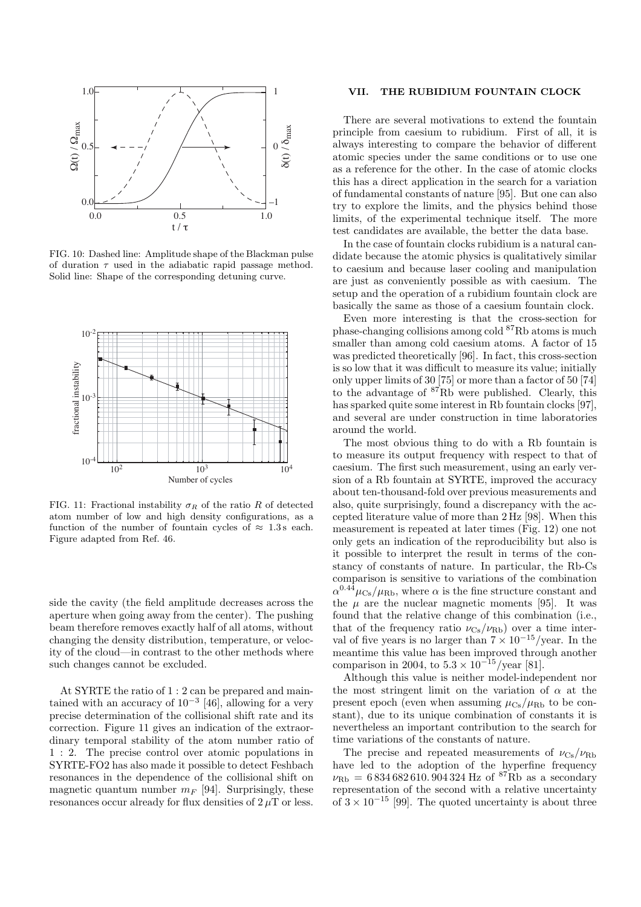FIG. 10: Dashed line: Amplitude shape of the Blackman pulse of duration $\tau$ used in the adiabatic rapid passage method. Solid line: Shape of the corresponding detuning curve.

FIG. 11: Fractional instability $\sigma_R$ of the ratio $R$ of detected atom number of low and high density configurations, as a function of the number of fountain cycles of $\approx 1.3\,\mathrm{s}$ each. Figure adapted from Ref. 46.

side the cavity (the field amplitude decreases across the aperture when going away from the center). The pushing beam therefore removes exactly half of all atoms, without changing the density distribution, temperature, or velocity of the cloud—in contrast to the other methods where such changes cannot be excluded.

At SYRTE the ratio of 1 : 2 can be prepared and maintained with an accuracy of $10^{-3}$ [46], allowing for a very precise determination of the collisional shift rate and its correction. Figure 11 gives an indication of the extraordinary temporal stability of the atom number ratio of 1 : 2. The precise control over atomic populations in SYRTE-FO2 has also made it possible to detect Feshbach resonances in the dependence of the collisional shift on magnetic quantum number $m_F$ [94]. Surprisingly, these resonances occur already for flux densities of $2\,\mu\mathrm{T}$ or less.

## VII. THE RUBIDIUM FOUNTAIN CLOCK

There are several motivations to extend the fountain principle from caesium to rubidium. First of all, it is always interesting to compare the behavior of different atomic species under the same conditions or to use one as a reference for the other. In the case of atomic clocks this has a direct application in the search for a variation of fundamental constants of nature [95]. But one can also try to explore the limits, and the physics behind those limits, of the experimental technique itself. The more test candidates are available, the better the data base.

In the case of fountain clocks rubidium is a natural candidate because the atomic physics is qualitatively similar to caesium and because laser cooling and manipulation are just as conveniently possible as with caesium. The setup and the operation of a rubidium fountain clock are basically the same as those of a caesium fountain clock.

Even more interesting is that the cross-section for phase-changing collisions among cold $^{87}$Rb atoms is much smaller than among cold caesium atoms. A factor of 15 was predicted theoretically [96]. In fact, this cross-section is so low that it was difficult to measure its value; initially only upper limits of 30 [75] or more than a factor of 50 [74] to the advantage of $^{87}$Rb were published. Clearly, this has sparked quite some interest in Rb fountain clocks [97], and several are under construction in time laboratories around the world.

The most obvious thing to do with a Rb fountain is to measure its output frequency with respect to that of caesium. The first such measurement, using an early version of a Rb fountain at SYRTE, improved the accuracy about ten-thousand-fold over previous measurements and also, quite surprisingly, found a discrepancy with the accepted literature value of more than 2 Hz [98]. When this measurement is repeated at later times (Fig. 12) one not only gets an indication of the reproducibility but also is it possible to interpret the result in terms of the constancy of constants of nature. In particular, the Rb-Cs comparison is sensitive to variations of the combination $\alpha^{0.44}\mu_{\mathrm{Cs}}/\mu_{\mathrm{Rb}}$, where $\alpha$ is the fine structure constant and the $\mu$ are the nuclear magnetic moments [95]. It was found that the relative change of this combination (i.e., that of the frequency ratio $\nu_{\mathrm{Cs}}/\nu_{\mathrm{Rb}}$) over a time interval of five years is no larger than $7 \times 10^{-15}$/year. In the meantime this value has been improved through another comparison in 2004, to $5.3 \times 10^{-15}$/year [81].

Although this value is neither model-independent nor the most stringent limit on the variation of $\alpha$ at the present epoch (even when assuming $\mu_{\mathrm{Cs}}/\mu_{\mathrm{Rb}}$ to be constant), due to its unique combination of constants it is nevertheless an important contribution to the search for time variations of the constants of nature.

The precise and repeated measurements of $\nu_{\mathrm{Cs}}/\nu_{\mathrm{Rb}}$ have led to the adoption of the hyperfine frequency $\nu_{\mathrm{Rb}} = 6\,834\,682\,610.\,904\,324$ Hz of $^{87}$Rb as a secondary representation of the second with a relative uncertainty of $3 \times 10^{-15}$ [99]. The quoted uncertainty is about three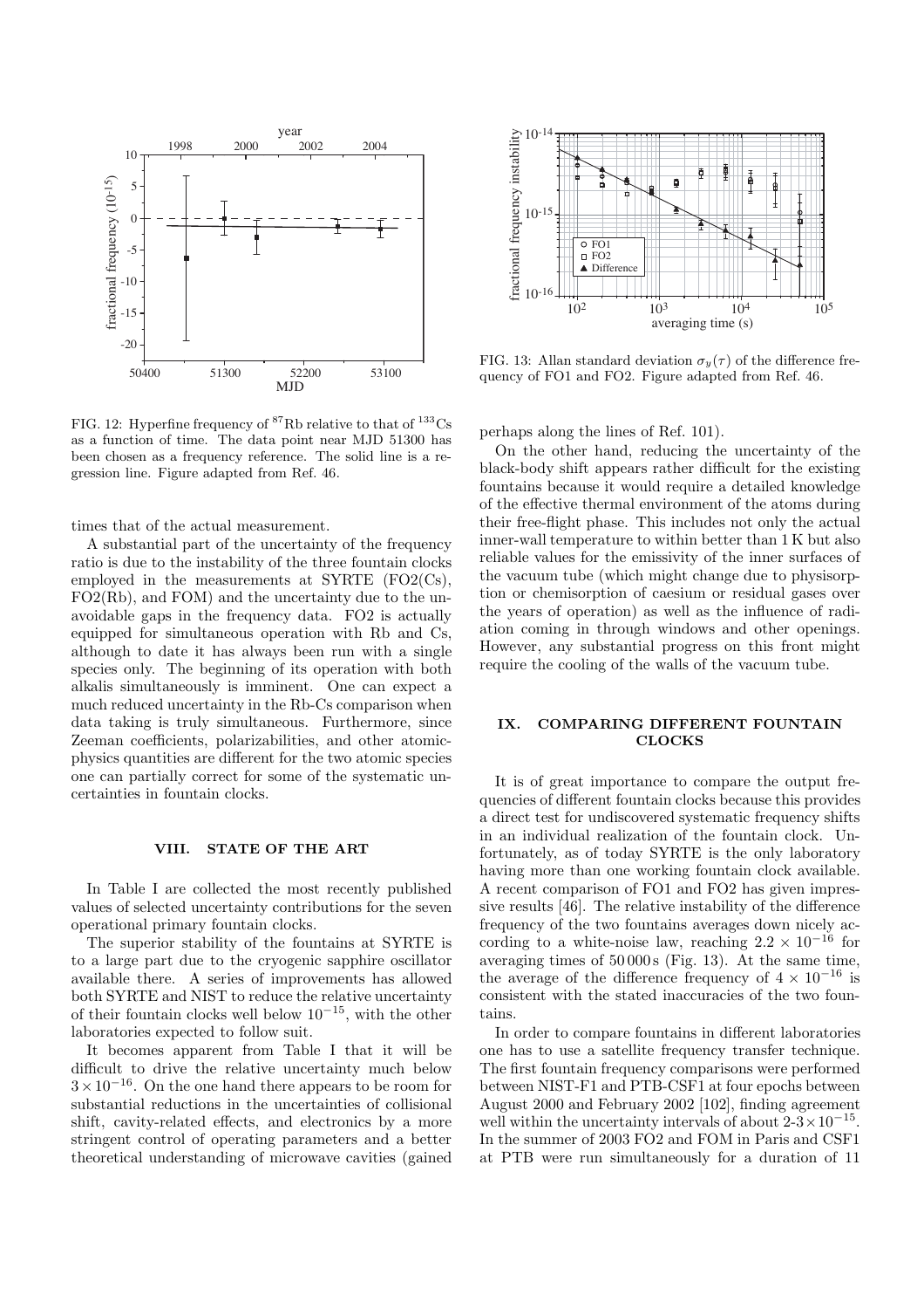FIG. 12: Hyperfine frequency of $^{87}$Rb relative to that of $^{133}$Cs as a function of time. The data point near MJD 51300 has been chosen as a frequency reference. The solid line is a regression line. Figure adapted from Ref. 46.

times that of the actual measurement.

A substantial part of the uncertainty of the frequency ratio is due to the instability of the three fountain clocks employed in the measurements at SYRTE (FO2(Cs), FO2(Rb), and FOM) and the uncertainty due to the unavoidable gaps in the frequency data. FO2 is actually equipped for simultaneous operation with Rb and Cs, although to date it has always been run with a single species only. The beginning of its operation with both alkalis simultaneously is imminent. One can expect a much reduced uncertainty in the Rb-Cs comparison when data taking is truly simultaneous. Furthermore, since Zeeman coefficients, polarizabilities, and other atomic-physics quantities are different for the two atomic species one can partially correct for some of the systematic uncertainties in fountain clocks.

## VIII. STATE OF THE ART

In Table I are collected the most recently published values of selected uncertainty contributions for the seven operational primary fountain clocks.

The superior stability of the fountains at SYRTE is to a large part due to the cryogenic sapphire oscillator available there. A series of improvements has allowed both SYRTE and NIST to reduce the relative uncertainty of their fountain clocks well below $10^{-15}$, with the other laboratories expected to follow suit.

It becomes apparent from Table I that it will be difficult to drive the relative uncertainty much below $3\times10^{-16}$. On the one hand there appears to be room for substantial reductions in the uncertainties of collisional shift, cavity-related effects, and electronics by a more stringent control of operating parameters and a better theoretical understanding of microwave cavities (gained perhaps along the lines of Ref. 101).

FIG. 13: Allan standard deviation $\sigma_y(\tau)$ of the difference frequency of FO1 and FO2. Figure adapted from Ref. 46.

On the other hand, reducing the uncertainty of the black-body shift appears rather difficult for the existing fountains because it would require a detailed knowledge of the effective thermal environment of the atoms during their free-flight phase. This includes not only the actual inner-wall temperature to within better than 1 K but also reliable values for the emissivity of the inner surfaces of the vacuum tube (which might change due to physisorption or chemisorption of caesium or residual gases over the years of operation) as well as the influence of radiation coming in through windows and other openings. However, any substantial progress on this front might require the cooling of the walls of the vacuum tube.

## IX. COMPARING DIFFERENT FOUNTAIN CLOCKS

It is of great importance to compare the output frequencies of different fountain clocks because this provides a direct test for undiscovered systematic frequency shifts in an individual realization of the fountain clock. Unfortunately, as of today SYRTE is the only laboratory having more than one working fountain clock available. A recent comparison of FO1 and FO2 has given impressive results [46]. The relative instability of the difference frequency of the two fountains averages down nicely according to a white-noise law, reaching $2.2\times10^{-16}$ for averaging times of 50 000 s (Fig. 13). At the same time, the average of the difference frequency of $4\times10^{-16}$ is consistent with the stated inaccuracies of the two fountains.

In order to compare fountains in different laboratories one has to use a satellite frequency transfer technique. The first fountain frequency comparisons were performed between NIST-F1 and PTB-CSF1 at four epochs between August 2000 and February 2002 [102], finding agreement well within the uncertainty intervals of about 2-3$\times10^{-15}$. In the summer of 2003 FO2 and FOM in Paris and CSF1 at PTB were run simultaneously for a duration of 11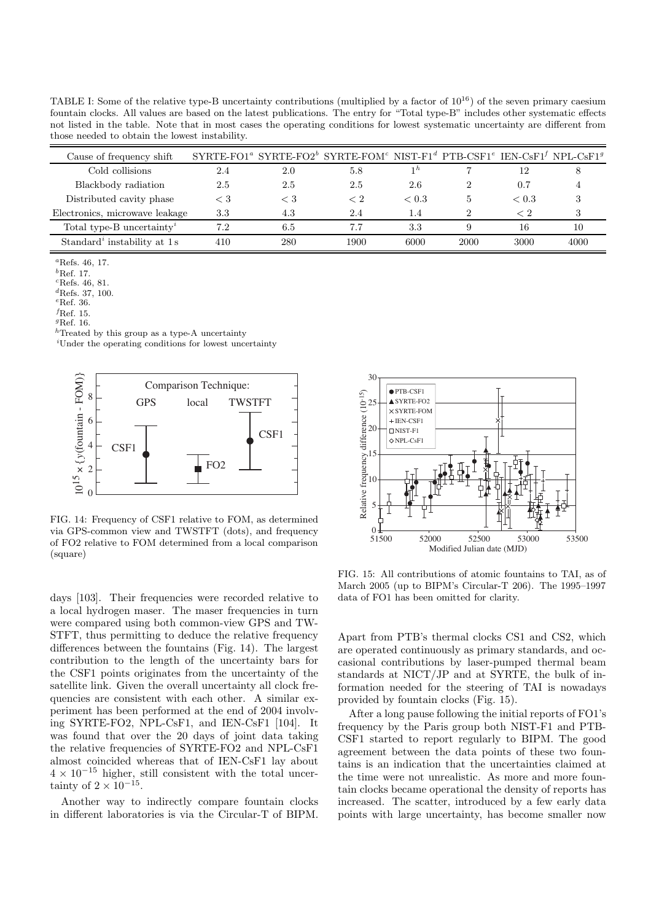TABLE I: Some of the relative type-B uncertainty contributions (multiplied by a factor of $10^{16}$) of the seven primary caesium fountain clocks. All values are based on the latest publications. The entry for "Total type-B" includes other systematic effects not listed in the table. Note that in most cases the operating conditions for lowest systematic uncertainty are different from those needed to obtain the lowest instability.

| Cause of frequency shift | SYRTE-FO1[a] | SYRTE-FO2[b] | SYRTE-FOM[c] | NIST-F1[d] | PTB-CSF1[e] | IEN-CsF1[f] | NPL-CsF1[g] |
|---|---|---|---|---|---|---|---|
| Cold collisions | 2.4 | 2.0 | 5.8 | 1[h] | 7 | 12 | 8 |
| Blackbody radiation | 2.5 | 2.5 | 2.5 | 2.6 | 2 | 0.7 | 4 |
| Distributed cavity phase | < 3 | < 3 | < 2 | < 0.3 | 5 | < 0.3 | 3 |
| Electronics, microwave leakage | 3.3 | 4.3 | 2.4 | 1.4 | 2 | < 2 | 3 |
| Total type-B uncertainty[i] | 7.2 | 6.5 | 7.7 | 3.3 | 9 | 16 | 10 |
| Standard[i] instability at 1 s | 410 | 280 | 1900 | 6000 | 2000 | 3000 | 4000 |

[a]Refs. 46, 17.
[b]Ref. 17.
[c]Refs. 46, 81.
[d]Refs. 37, 100.
[e]Ref. 36.
[f]Ref. 15.
[g]Ref. 16.
[h]Treated by this group as a type-A uncertainty
[i]Under the operating conditions for lowest uncertainty

FIG. 14: Frequency of CSF1 relative to FOM, as determined via GPS-common view and TWSTFT (dots), and frequency of FO2 relative to FOM determined from a local comparison (square)

days [103]. Their frequencies were recorded relative to a local hydrogen maser. The maser frequencies in turn were compared using both common-view GPS and TWSTFT, thus permitting to deduce the relative frequency differences between the fountains (Fig. 14). The largest contribution to the length of the uncertainty bars for the CSF1 points originates from the uncertainty of the satellite link. Given the overall uncertainty all clock frequencies are consistent with each other. A similar experiment has been performed at the end of 2004 involving SYRTE-FO2, NPL-CsF1, and IEN-CsF1 [104]. It was found that over the 20 days of joint data taking the relative frequencies of SYRTE-FO2 and NPL-CsF1 almost coincided whereas that of IEN-CsF1 lay about $4 \times 10^{-15}$ higher, still consistent with the total uncertainty of $2 \times 10^{-15}$.

Another way to indirectly compare fountain clocks in different laboratories is via the Circular-T of BIPM.

FIG. 15: All contributions of atomic fountains to TAI, as of March 2005 (up to BIPM's Circular-T 206). The 1995–1997 data of FO1 has been omitted for clarity.

Apart from PTB's thermal clocks CS1 and CS2, which are operated continuously as primary standards, and occasional contributions by laser-pumped thermal beam standards at NICT/JP and at SYRTE, the bulk of information needed for the steering of TAI is nowadays provided by fountain clocks (Fig. 15).

After a long pause following the initial reports of FO1's frequency by the Paris group both NIST-F1 and PTB-CSF1 started to report regularly to BIPM. The good agreement between the data points of these two fountains is an indication that the uncertainties claimed at the time were not unrealistic. As more and more fountain clocks became operational the density of reports has increased. The scatter, introduced by a few early data points with large uncertainty, has become smaller now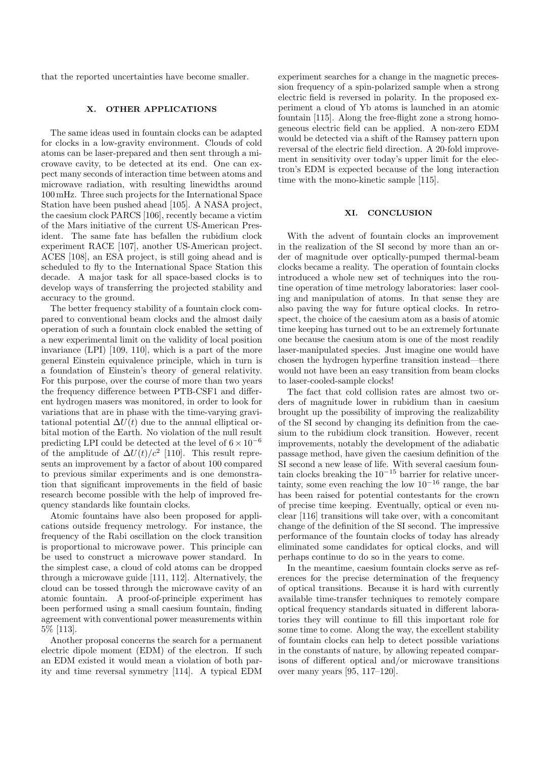that the reported uncertainties have become smaller.

## X. OTHER APPLICATIONS

The same ideas used in fountain clocks can be adapted for clocks in a low-gravity environment. Clouds of cold atoms can be laser-prepared and then sent through a microwave cavity, to be detected at its end. One can expect many seconds of interaction time between atoms and microwave radiation, with resulting linewidths around 100 mHz. Three such projects for the International Space Station have been pushed ahead [105]. A NASA project, the caesium clock PARCS [106], recently became a victim of the Mars initiative of the current US-American President. The same fate has befallen the rubidium clock experiment RACE [107], another US-American project. ACES [108], an ESA project, is still going ahead and is scheduled to fly to the International Space Station this decade. A major task for all space-based clocks is to develop ways of transferring the projected stability and accuracy to the ground.

The better frequency stability of a fountain clock compared to conventional beam clocks and the almost daily operation of such a fountain clock enabled the setting of a new experimental limit on the validity of local position invariance (LPI) [109, 110], which is a part of the more general Einstein equivalence principle, which in turn is a foundation of Einstein's theory of general relativity. For this purpose, over the course of more than two years the frequency difference between PTB-CSF1 and different hydrogen masers was monitored, in order to look for variations that are in phase with the time-varying gravitational potential $\Delta U(t)$ due to the annual elliptical orbital motion of the Earth. No violation of the null result predicting LPI could be detected at the level of $6 \times 10^{-6}$ of the amplitude of $\Delta U(t)/c^2$ [110]. This result represents an improvement by a factor of about 100 compared to previous similar experiments and is one demonstration that significant improvements in the field of basic research become possible with the help of improved frequency standards like fountain clocks.

Atomic fountains have also been proposed for applications outside frequency metrology. For instance, the frequency of the Rabi oscillation on the clock transition is proportional to microwave power. This principle can be used to construct a microwave power standard. In the simplest case, a cloud of cold atoms can be dropped through a microwave guide [111, 112]. Alternatively, the cloud can be tossed through the microwave cavity of an atomic fountain. A proof-of-principle experiment has been performed using a small caesium fountain, finding agreement with conventional power measurements within 5% [113].

Another proposal concerns the search for a permanent electric dipole moment (EDM) of the electron. If such an EDM existed it would mean a violation of both parity and time reversal symmetry [114]. A typical EDM experiment searches for a change in the magnetic precession frequency of a spin-polarized sample when a strong electric field is reversed in polarity. In the proposed experiment a cloud of Yb atoms is launched in an atomic fountain [115]. Along the free-flight zone a strong homogeneous electric field can be applied. A non-zero EDM would be detected via a shift of the Ramsey pattern upon reversal of the electric field direction. A 20-fold improvement in sensitivity over today's upper limit for the electron's EDM is expected because of the long interaction time with the mono-kinetic sample [115].

## XI. CONCLUSION

With the advent of fountain clocks an improvement in the realization of the SI second by more than an order of magnitude over optically-pumped thermal-beam clocks became a reality. The operation of fountain clocks introduced a whole new set of techniques into the routine operation of time metrology laboratories: laser cooling and manipulation of atoms. In that sense they are also paving the way for future optical clocks. In retrospect, the choice of the caesium atom as a basis of atomic time keeping has turned out to be an extremely fortunate one because the caesium atom is one of the most readily laser-manipulated species. Just imagine one would have chosen the hydrogen hyperfine transition instead—there would not have been an easy transition from beam clocks to laser-cooled-sample clocks!

The fact that cold collision rates are almost two orders of magnitude lower in rubidium than in caesium brought up the possibility of improving the realizability of the SI second by changing its definition from the caesium to the rubidium clock transition. However, recent improvements, notably the development of the adiabatic passage method, have given the caesium definition of the SI second a new lease of life. With several caesium fountain clocks breaking the $10^{-15}$ barrier for relative uncertainty, some even reaching the low $10^{-16}$ range, the bar has been raised for potential contestants for the crown of precise time keeping. Eventually, optical or even nuclear [116] transitions will take over, with a concomitant change of the definition of the SI second. The impressive performance of the fountain clocks of today has already eliminated some candidates for optical clocks, and will perhaps continue to do so in the years to come.

In the meantime, caesium fountain clocks serve as references for the precise determination of the frequency of optical transitions. Because it is hard with currently available time-transfer techniques to remotely compare optical frequency standards situated in different laboratories they will continue to fill this important role for some time to come. Along the way, the excellent stability of fountain clocks can help to detect possible variations in the constants of nature, by allowing repeated comparisons of different optical and/or microwave transitions over many years [95, 117–120].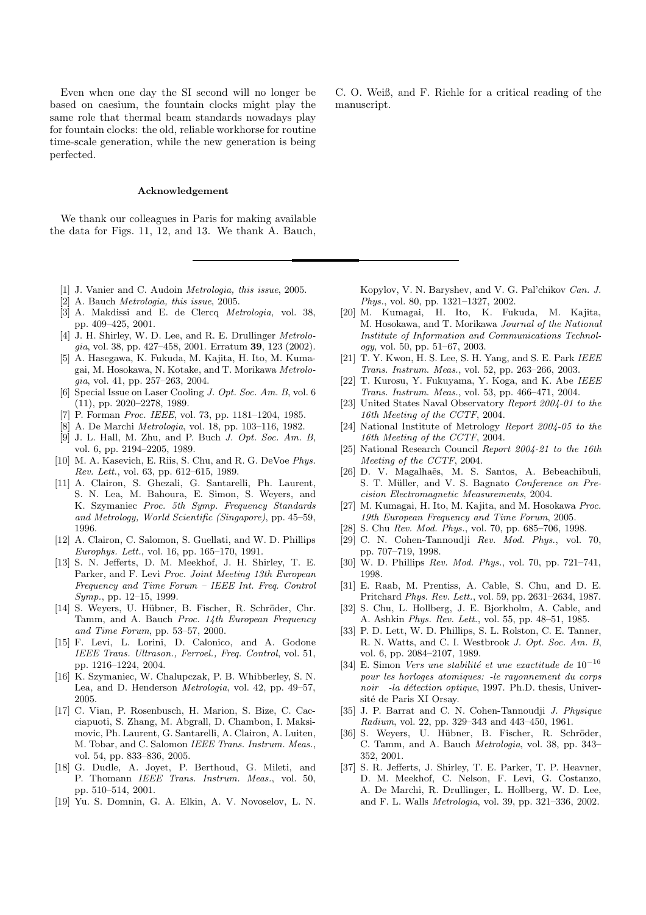Even when one day the SI second will no longer be based on caesium, the fountain clocks might play the same role that thermal beam standards nowadays play for fountain clocks: the old, reliable workhorse for routine time-scale generation, while the new generation is being perfected.

### Acknowledgement

We thank our colleagues in Paris for making available the data for Figs. 11, 12, and 13. We thank A. Bauch, C. O. Weiß, and F. Riehle for a critical reading of the manuscript.

---

[1] J. Vanier and C. Audoin *Metrologia, this issue*, 2005.

[2] A. Bauch *Metrologia, this issue*, 2005.

[3] A. Makdissi and E. de Clercq *Metrologia*, vol. 38, pp. 409–425, 2001.

[4] J. H. Shirley, W. D. Lee, and R. E. Drullinger *Metrologia*, vol. 38, pp. 427–458, 2001. Erratum **39**, 123 (2002).

[5] A. Hasegawa, K. Fukuda, M. Kajita, H. Ito, M. Kumagai, M. Hosokawa, N. Kotake, and T. Morikawa *Metrologia*, vol. 41, pp. 257–263, 2004.

[6] Special Issue on Laser Cooling *J. Opt. Soc. Am. B*, vol. 6 (11), pp. 2020–2278, 1989.

[7] P. Forman *Proc. IEEE*, vol. 73, pp. 1181–1204, 1985.

[8] A. De Marchi *Metrologia*, vol. 18, pp. 103–116, 1982.

[9] J. L. Hall, M. Zhu, and P. Buch *J. Opt. Soc. Am. B*, vol. 6, pp. 2194–2205, 1989.

[10] M. A. Kasevich, E. Riis, S. Chu, and R. G. DeVoe *Phys. Rev. Lett.*, vol. 63, pp. 612–615, 1989.

[11] A. Clairon, S. Ghezali, G. Santarelli, Ph. Laurent, S. N. Lea, M. Bahoura, E. Simon, S. Weyers, and K. Szymaniec *Proc. 5th Symp. Frequency Standards and Metrology, World Scientific (Singapore)*, pp. 45–59, 1996.

[12] A. Clairon, C. Salomon, S. Guellati, and W. D. Phillips *Europhys. Lett.*, vol. 16, pp. 165–170, 1991.

[13] S. N. Jefferts, D. M. Meekhof, J. H. Shirley, T. E. Parker, and F. Levi *Proc. Joint Meeting 13th European Frequency and Time Forum – IEEE Int. Freq. Control Symp.*, pp. 12–15, 1999.

[14] S. Weyers, U. Hübner, B. Fischer, R. Schröder, Chr. Tamm, and A. Bauch *Proc. 14th European Frequency and Time Forum*, pp. 53–57, 2000.

[15] F. Levi, L. Lorini, D. Calonico, and A. Godone *IEEE Trans. Ultrason., Ferroel., Freq. Control*, vol. 51, pp. 1216–1224, 2004.

[16] K. Szymaniec, W. Chalupczak, P. B. Whibberley, S. N. Lea, and D. Henderson *Metrologia*, vol. 42, pp. 49–57, 2005.

[17] C. Vian, P. Rosenbusch, H. Marion, S. Bize, C. Cacciapuoti, S. Zhang, M. Abgrall, D. Chambon, I. Maksimovic, Ph. Laurent, G. Santarelli, A. Clairon, A. Luiten, M. Tobar, and C. Salomon *IEEE Trans. Instrum. Meas.*, vol. 54, pp. 833–836, 2005.

[18] G. Dudle, A. Joyet, P. Berthoud, G. Mileti, and P. Thomann *IEEE Trans. Instrum. Meas.*, vol. 50, pp. 510–514, 2001.

[19] Yu. S. Domnin, G. A. Elkin, A. V. Novoselov, L. N. Kopylov, V. N. Baryshev, and V. G. Pal'chikov *Can. J. Phys.*, vol. 80, pp. 1321–1327, 2002.

[20] M. Kumagai, H. Ito, K. Fukuda, M. Kajita, M. Hosokawa, and T. Morikawa *Journal of the National Institute of Information and Communications Technology*, vol. 50, pp. 51–67, 2003.

[21] T. Y. Kwon, H. S. Lee, S. H. Yang, and S. E. Park *IEEE Trans. Instrum. Meas.*, vol. 52, pp. 263–266, 2003.

[22] T. Kurosu, Y. Fukuyama, Y. Koga, and K. Abe *IEEE Trans. Instrum. Meas.*, vol. 53, pp. 466–471, 2004.

[23] United States Naval Observatory *Report 2004-01 to the 16th Meeting of the CCTF*, 2004.

[24] National Institute of Metrology *Report 2004-05 to the 16th Meeting of the CCTF*, 2004.

[25] National Research Council *Report 2004-21 to the 16th Meeting of the CCTF*, 2004.

[26] D. V. Magalhaẽs, M. S. Santos, A. Bebeachibuli, S. T. Müller, and V. S. Bagnato *Conference on Precision Electromagnetic Measurements*, 2004.

[27] M. Kumagai, H. Ito, M. Kajita, and M. Hosokawa *Proc. 19th European Frequency and Time Forum*, 2005.

[28] S. Chu *Rev. Mod. Phys.*, vol. 70, pp. 685–706, 1998.

[29] C. N. Cohen-Tannoudji *Rev. Mod. Phys.*, vol. 70, pp. 707–719, 1998.

[30] W. D. Phillips *Rev. Mod. Phys.*, vol. 70, pp. 721–741, 1998.

[31] E. Raab, M. Prentiss, A. Cable, S. Chu, and D. E. Pritchard *Phys. Rev. Lett.*, vol. 59, pp. 2631–2634, 1987.

[32] S. Chu, L. Hollberg, J. E. Bjorkholm, A. Cable, and A. Ashkin *Phys. Rev. Lett.*, vol. 55, pp. 48–51, 1985.

[33] P. D. Lett, W. D. Phillips, S. L. Rolston, C. E. Tanner, R. N. Watts, and C. I. Westbrook *J. Opt. Soc. Am. B*, vol. 6, pp. 2084–2107, 1989.

[34] E. Simon *Vers une stabilité et une exactitude de $10^{-16}$ pour les horloges atomiques: -le rayonnement du corps noir -la détection optique*, 1997. Ph.D. thesis, Université de Paris XI Orsay.

[35] J. P. Barrat and C. N. Cohen-Tannoudji *J. Physique Radium*, vol. 22, pp. 329–343 and 443–450, 1961.

[36] S. Weyers, U. Hübner, B. Fischer, R. Schröder, C. Tamm, and A. Bauch *Metrologia*, vol. 38, pp. 343–352, 2001.

[37] S. R. Jefferts, J. Shirley, T. E. Parker, T. P. Heavner, D. M. Meekhof, C. Nelson, F. Levi, G. Costanzo, A. De Marchi, R. Drullinger, L. Hollberg, W. D. Lee, and F. L. Walls *Metrologia*, vol. 39, pp. 321–336, 2002.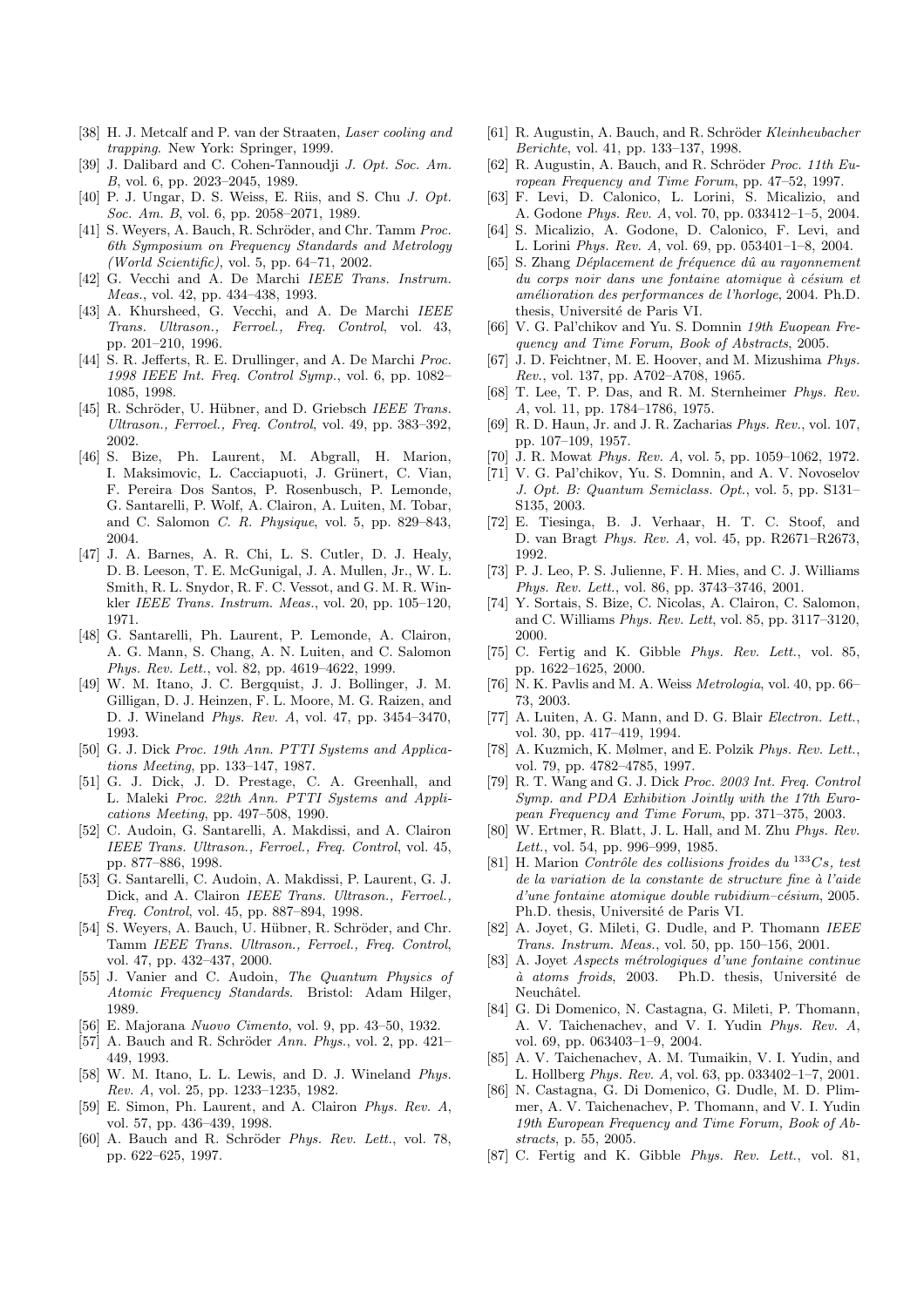[38] H. J. Metcalf and P. van der Straaten, *Laser cooling and trapping*. New York: Springer, 1999.

[39] J. Dalibard and C. Cohen-Tannoudji *J. Opt. Soc. Am. B*, vol. 6, pp. 2023–2045, 1989.

[40] P. J. Ungar, D. S. Weiss, E. Riis, and S. Chu *J. Opt. Soc. Am. B*, vol. 6, pp. 2058–2071, 1989.

[41] S. Weyers, A. Bauch, R. Schröder, and Chr. Tamm *Proc. 6th Symposium on Frequency Standards and Metrology (World Scientific)*, vol. 5, pp. 64–71, 2002.

[42] G. Vecchi and A. De Marchi *IEEE Trans. Instrum. Meas.*, vol. 42, pp. 434–438, 1993.

[43] A. Khursheed, G. Vecchi, and A. De Marchi *IEEE Trans. Ultrason., Ferroel., Freq. Control*, vol. 43, pp. 201–210, 1996.

[44] S. R. Jefferts, R. E. Drullinger, and A. De Marchi *Proc. 1998 IEEE Int. Freq. Control Symp.*, vol. 6, pp. 1082–1085, 1998.

[45] R. Schröder, U. Hübner, and D. Griebsch *IEEE Trans. Ultrason., Ferroel., Freq. Control*, vol. 49, pp. 383–392, 2002.

[46] S. Bize, Ph. Laurent, M. Abgrall, H. Marion, I. Maksimovic, L. Cacciapuoti, J. Grünert, C. Vian, F. Pereira Dos Santos, P. Rosenbusch, P. Lemonde, G. Santarelli, P. Wolf, A. Clairon, A. Luiten, M. Tobar, and C. Salomon *C. R. Physique*, vol. 5, pp. 829–843, 2004.

[47] J. A. Barnes, A. R. Chi, L. S. Cutler, D. J. Healy, D. B. Leeson, T. E. McGunigal, J. A. Mullen, Jr., W. L. Smith, R. L. Snydor, R. F. C. Vessot, and G. M. R. Winkler *IEEE Trans. Instrum. Meas.*, vol. 20, pp. 105–120, 1971.

[48] G. Santarelli, Ph. Laurent, P. Lemonde, A. Clairon, A. G. Mann, S. Chang, A. N. Luiten, and C. Salomon *Phys. Rev. Lett.*, vol. 82, pp. 4619–4622, 1999.

[49] W. M. Itano, J. C. Bergquist, J. J. Bollinger, J. M. Gilligan, D. J. Heinzen, F. L. Moore, M. G. Raizen, and D. J. Wineland *Phys. Rev. A*, vol. 47, pp. 3454–3470, 1993.

[50] G. J. Dick *Proc. 19th Ann. PTTI Systems and Applications Meeting*, pp. 133–147, 1987.

[51] G. J. Dick, J. D. Prestage, C. A. Greenhall, and L. Maleki *Proc. 22th Ann. PTTI Systems and Applications Meeting*, pp. 497–508, 1990.

[52] C. Audoin, G. Santarelli, A. Makdissi, and A. Clairon *IEEE Trans. Ultrason., Ferroel., Freq. Control*, vol. 45, pp. 877–886, 1998.

[53] G. Santarelli, C. Audoin, A. Makdissi, P. Laurent, G. J. Dick, and A. Clairon *IEEE Trans. Ultrason., Ferroel., Freq. Control*, vol. 45, pp. 887–894, 1998.

[54] S. Weyers, A. Bauch, U. Hübner, R. Schröder, and Chr. Tamm *IEEE Trans. Ultrason., Ferroel., Freq. Control*, vol. 47, pp. 432–437, 2000.

[55] J. Vanier and C. Audoin, *The Quantum Physics of Atomic Frequency Standards*. Bristol: Adam Hilger, 1989.

[56] E. Majorana *Nuovo Cimento*, vol. 9, pp. 43–50, 1932.

[57] A. Bauch and R. Schröder *Ann. Phys.*, vol. 2, pp. 421–449, 1993.

[58] W. M. Itano, L. L. Lewis, and D. J. Wineland *Phys. Rev. A*, vol. 25, pp. 1233–1235, 1982.

[59] E. Simon, Ph. Laurent, and A. Clairon *Phys. Rev. A*, vol. 57, pp. 436–439, 1998.

[60] A. Bauch and R. Schröder *Phys. Rev. Lett.*, vol. 78, pp. 622–625, 1997.

[61] R. Augustin, A. Bauch, and R. Schröder *Kleinheubacher Berichte*, vol. 41, pp. 133–137, 1998.

[62] R. Augustin, A. Bauch, and R. Schröder *Proc. 11th European Frequency and Time Forum*, pp. 47–52, 1997.

[63] F. Levi, D. Calonico, L. Lorini, S. Micalizio, and A. Godone *Phys. Rev. A*, vol. 70, pp. 033412–1–5, 2004.

[64] S. Micalizio, A. Godone, D. Calonico, F. Levi, and L. Lorini *Phys. Rev. A*, vol. 69, pp. 053401–1–8, 2004.

[65] S. Zhang *Déplacement de fréquence dû au rayonnement du corps noir dans une fontaine atomique à césium et amélioration des performances de l'horloge*, 2004. Ph.D. thesis, Université de Paris VI.

[66] V. G. Pal'chikov and Yu. S. Domnin *19th Euopean Frequency and Time Forum, Book of Abstracts*, 2005.

[67] J. D. Feichtner, M. E. Hoover, and M. Mizushima *Phys. Rev.*, vol. 137, pp. A702–A708, 1965.

[68] T. Lee, T. P. Das, and R. M. Sternheimer *Phys. Rev. A*, vol. 11, pp. 1784–1786, 1975.

[69] R. D. Haun, Jr. and J. R. Zacharias *Phys. Rev.*, vol. 107, pp. 107–109, 1957.

[70] J. R. Mowat *Phys. Rev. A*, vol. 5, pp. 1059–1062, 1972.

[71] V. G. Pal'chikov, Yu. S. Domnin, and A. V. Novoselov *J. Opt. B: Quantum Semiclass. Opt.*, vol. 5, pp. S131–S135, 2003.

[72] E. Tiesinga, B. J. Verhaar, H. T. C. Stoof, and D. van Bragt *Phys. Rev. A*, vol. 45, pp. R2671–R2673, 1992.

[73] P. J. Leo, P. S. Julienne, F. H. Mies, and C. J. Williams *Phys. Rev. Lett.*, vol. 86, pp. 3743–3746, 2001.

[74] Y. Sortais, S. Bize, C. Nicolas, A. Clairon, C. Salomon, and C. Williams *Phys. Rev. Lett*, vol. 85, pp. 3117–3120, 2000.

[75] C. Fertig and K. Gibble *Phys. Rev. Lett.*, vol. 85, pp. 1622–1625, 2000.

[76] N. K. Pavlis and M. A. Weiss *Metrologia*, vol. 40, pp. 66–73, 2003.

[77] A. Luiten, A. G. Mann, and D. G. Blair *Electron. Lett.*, vol. 30, pp. 417–419, 1994.

[78] A. Kuzmich, K. Mølmer, and E. Polzik *Phys. Rev. Lett.*, vol. 79, pp. 4782–4785, 1997.

[79] R. T. Wang and G. J. Dick *Proc. 2003 Int. Freq. Control Symp. and PDA Exhibition Jointly with the 17th European Frequency and Time Forum*, pp. 371–375, 2003.

[80] W. Ertmer, R. Blatt, J. L. Hall, and M. Zhu *Phys. Rev. Lett.*, vol. 54, pp. 996–999, 1985.

[81] H. Marion *Contrôle des collisions froides du $^{133}Cs$, test de la variation de la constante de structure fine à l'aide d'une fontaine atomique double rubidium–césium*, 2005. Ph.D. thesis, Université de Paris VI.

[82] A. Joyet, G. Mileti, G. Dudle, and P. Thomann *IEEE Trans. Instrum. Meas.*, vol. 50, pp. 150–156, 2001.

[83] A. Joyet *Aspects métrologiques d'une fontaine continue à atoms froids*, 2003. Ph.D. thesis, Université de Neuchâtel.

[84] G. Di Domenico, N. Castagna, G. Mileti, P. Thomann, A. V. Taichenachev, and V. I. Yudin *Phys. Rev. A*, vol. 69, pp. 063403–1–9, 2004.

[85] A. V. Taichenachev, A. M. Tumaikin, V. I. Yudin, and L. Hollberg *Phys. Rev. A*, vol. 63, pp. 033402–1–7, 2001.

[86] N. Castagna, G. Di Domenico, G. Dudle, M. D. Plimmer, A. V. Taichenachev, P. Thomann, and V. I. Yudin *19th European Frequency and Time Forum, Book of Abstracts*, p. 55, 2005.

[87] C. Fertig and K. Gibble *Phys. Rev. Lett.*, vol. 81,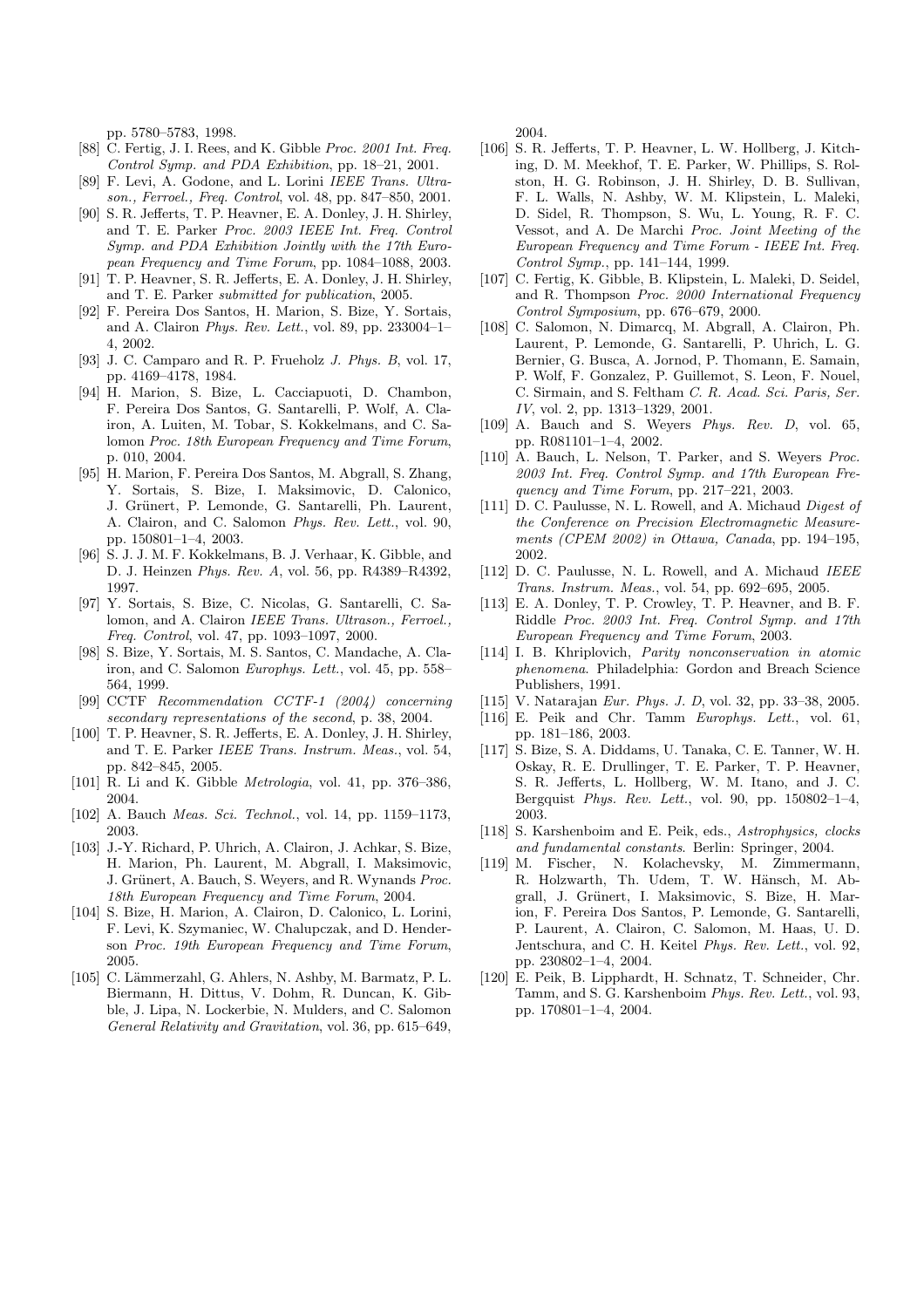pp. 5780–5783, 1998.

[88] C. Fertig, J. I. Rees, and K. Gibble *Proc. 2001 Int. Freq. Control Symp. and PDA Exhibition*, pp. 18–21, 2001.

[89] F. Levi, A. Godone, and L. Lorini *IEEE Trans. Ultrason., Ferroel., Freq. Control*, vol. 48, pp. 847–850, 2001.

[90] S. R. Jefferts, T. P. Heavner, E. A. Donley, J. H. Shirley, and T. E. Parker *Proc. 2003 IEEE Int. Freq. Control Symp. and PDA Exhibition Jointly with the 17th European Frequency and Time Forum*, pp. 1084–1088, 2003.

[91] T. P. Heavner, S. R. Jefferts, E. A. Donley, J. H. Shirley, and T. E. Parker *submitted for publication*, 2005.

[92] F. Pereira Dos Santos, H. Marion, S. Bize, Y. Sortais, and A. Clairon *Phys. Rev. Lett.*, vol. 89, pp. 233004–1–4, 2002.

[93] J. C. Camparo and R. P. Frueholz *J. Phys. B*, vol. 17, pp. 4169–4178, 1984.

[94] H. Marion, S. Bize, L. Cacciapuoti, D. Chambon, F. Pereira Dos Santos, G. Santarelli, P. Wolf, A. Clairon, A. Luiten, M. Tobar, S. Kokkelmans, and C. Salomon *Proc. 18th European Frequency and Time Forum*, p. 010, 2004.

[95] H. Marion, F. Pereira Dos Santos, M. Abgrall, S. Zhang, Y. Sortais, S. Bize, I. Maksimovic, D. Calonico, J. Grünert, P. Lemonde, G. Santarelli, Ph. Laurent, A. Clairon, and C. Salomon *Phys. Rev. Lett.*, vol. 90, pp. 150801–1–4, 2003.

[96] S. J. J. M. F. Kokkelmans, B. J. Verhaar, K. Gibble, and D. J. Heinzen *Phys. Rev. A*, vol. 56, pp. R4389–R4392, 1997.

[97] Y. Sortais, S. Bize, C. Nicolas, G. Santarelli, C. Salomon, and A. Clairon *IEEE Trans. Ultrason., Ferroel., Freq. Control*, vol. 47, pp. 1093–1097, 2000.

[98] S. Bize, Y. Sortais, M. S. Santos, C. Mandache, A. Clairon, and C. Salomon *Europhys. Lett.*, vol. 45, pp. 558–564, 1999.

[99] CCTF *Recommendation CCTF-1 (2004) concerning secondary representations of the second*, p. 38, 2004.

[100] T. P. Heavner, S. R. Jefferts, E. A. Donley, J. H. Shirley, and T. E. Parker *IEEE Trans. Instrum. Meas.*, vol. 54, pp. 842–845, 2005.

[101] R. Li and K. Gibble *Metrologia*, vol. 41, pp. 376–386, 2004.

[102] A. Bauch *Meas. Sci. Technol.*, vol. 14, pp. 1159–1173, 2003.

[103] J.-Y. Richard, P. Uhrich, A. Clairon, J. Achkar, S. Bize, H. Marion, Ph. Laurent, M. Abgrall, I. Maksimovic, J. Grünert, A. Bauch, S. Weyers, and R. Wynands *Proc. 18th European Frequency and Time Forum*, 2004.

[104] S. Bize, H. Marion, A. Clairon, D. Calonico, L. Lorini, F. Levi, K. Szymaniec, W. Chalupczak, and D. Henderson *Proc. 19th European Frequency and Time Forum*, 2005.

[105] C. Lämmerzahl, G. Ahlers, N. Ashby, M. Barmatz, P. L. Biermann, H. Dittus, V. Dohm, R. Duncan, K. Gibble, J. Lipa, N. Lockerbie, N. Mulders, and C. Salomon *General Relativity and Gravitation*, vol. 36, pp. 615–649, 2004.

[106] S. R. Jefferts, T. P. Heavner, L. W. Hollberg, J. Kitching, D. M. Meekhof, T. E. Parker, W. Phillips, S. Rolston, H. G. Robinson, J. H. Shirley, D. B. Sullivan, F. L. Walls, N. Ashby, W. M. Klipstein, L. Maleki, D. Sidel, R. Thompson, S. Wu, L. Young, R. F. C. Vessot, and A. De Marchi *Proc. Joint Meeting of the European Frequency and Time Forum - IEEE Int. Freq. Control Symp.*, pp. 141–144, 1999.

[107] C. Fertig, K. Gibble, B. Klipstein, L. Maleki, D. Seidel, and R. Thompson *Proc. 2000 International Frequency Control Symposium*, pp. 676–679, 2000.

[108] C. Salomon, N. Dimarcq, M. Abgrall, A. Clairon, Ph. Laurent, P. Lemonde, G. Santarelli, P. Uhrich, L. G. Bernier, G. Busca, A. Jornod, P. Thomann, E. Samain, P. Wolf, F. Gonzalez, P. Guillemot, S. Leon, F. Nouel, C. Sirmain, and S. Feltham *C. R. Acad. Sci. Paris, Ser. IV*, vol. 2, pp. 1313–1329, 2001.

[109] A. Bauch and S. Weyers *Phys. Rev. D*, vol. 65, pp. R081101–1–4, 2002.

[110] A. Bauch, L. Nelson, T. Parker, and S. Weyers *Proc. 2003 Int. Freq. Control Symp. and 17th European Frequency and Time Forum*, pp. 217–221, 2003.

[111] D. C. Paulusse, N. L. Rowell, and A. Michaud *Digest of the Conference on Precision Electromagnetic Measurements (CPEM 2002) in Ottawa, Canada*, pp. 194–195, 2002.

[112] D. C. Paulusse, N. L. Rowell, and A. Michaud *IEEE Trans. Instrum. Meas.*, vol. 54, pp. 692–695, 2005.

[113] E. A. Donley, T. P. Crowley, T. P. Heavner, and B. F. Riddle *Proc. 2003 Int. Freq. Control Symp. and 17th European Frequency and Time Forum*, 2003.

[114] I. B. Khriplovich, *Parity nonconservation in atomic phenomena*. Philadelphia: Gordon and Breach Science Publishers, 1991.

[115] V. Natarajan *Eur. Phys. J. D*, vol. 32, pp. 33–38, 2005.

[116] E. Peik and Chr. Tamm *Europhys. Lett.*, vol. 61, pp. 181–186, 2003.

[117] S. Bize, S. A. Diddams, U. Tanaka, C. E. Tanner, W. H. Oskay, R. E. Drullinger, T. E. Parker, T. P. Heavner, S. R. Jefferts, L. Hollberg, W. M. Itano, and J. C. Bergquist *Phys. Rev. Lett.*, vol. 90, pp. 150802–1–4, 2003.

[118] S. Karshenboim and E. Peik, eds., *Astrophysics, clocks and fundamental constants*. Berlin: Springer, 2004.

[119] M. Fischer, N. Kolachevsky, M. Zimmermann, R. Holzwarth, Th. Udem, T. W. Hänsch, M. Abgrall, J. Grünert, I. Maksimovic, S. Bize, H. Marion, F. Pereira Dos Santos, P. Lemonde, G. Santarelli, P. Laurent, A. Clairon, C. Salomon, M. Haas, U. D. Jentschura, and C. H. Keitel *Phys. Rev. Lett.*, vol. 92, pp. 230802–1–4, 2004.

[120] E. Peik, B. Lipphardt, H. Schnatz, T. Schneider, Chr. Tamm, and S. G. Karshenboim *Phys. Rev. Lett.*, vol. 93, pp. 170801–1–4, 2004.